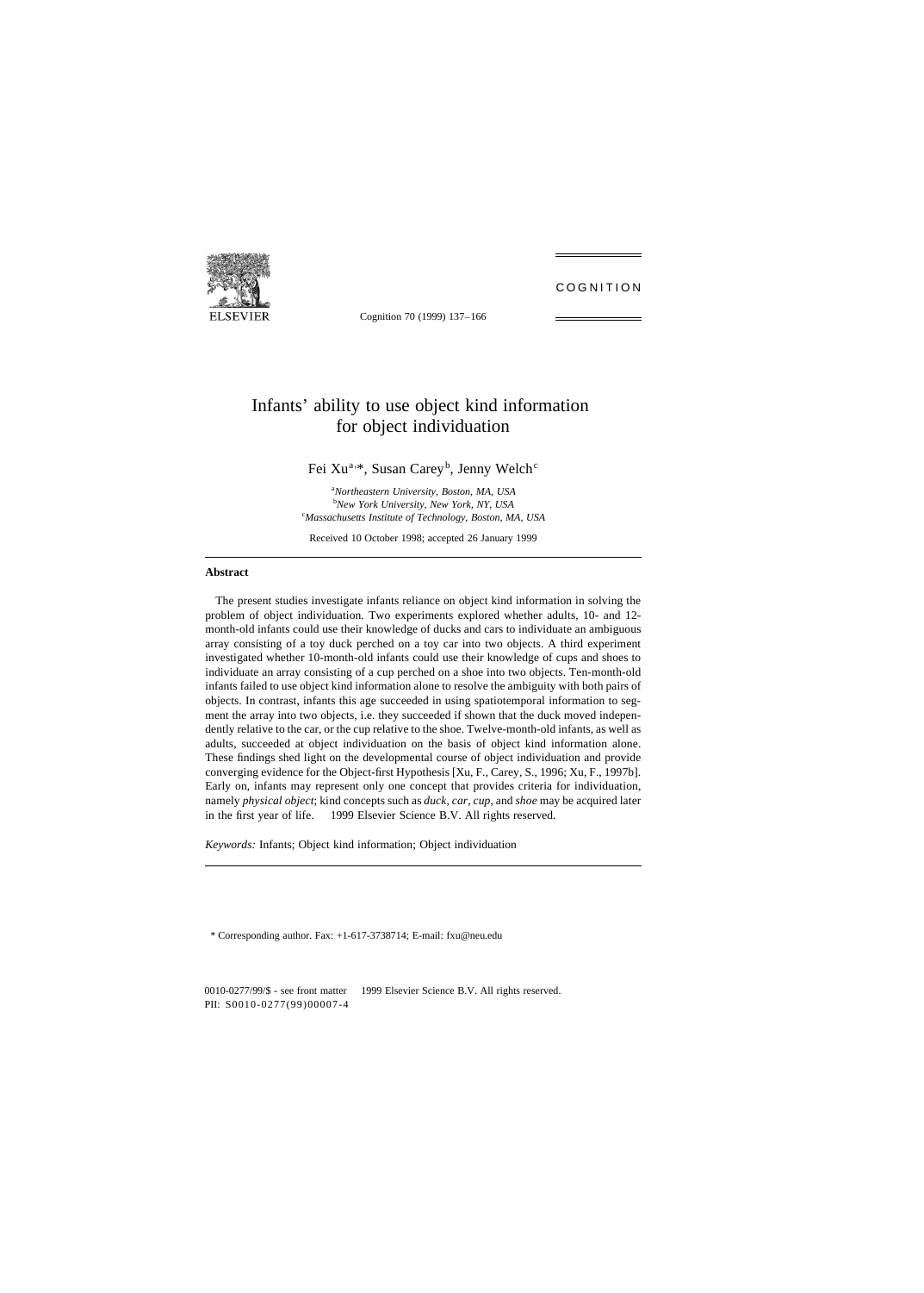# Infants' ability to use object kind information for object individuation

Fei Xu[a,*], Susan Carey[b], Jenny Welch[c]

[a] *Northeastern University, Boston, MA, USA*
[b] *New York University, New York, NY, USA*
[c] *Massachusetts Institute of Technology, Boston, MA, USA*

Received 10 October 1998; accepted 26 January 1999

---

**Abstract**

The present studies investigate infants reliance on object kind information in solving the problem of object individuation. Two experiments explored whether adults, 10- and 12-month-old infants could use their knowledge of ducks and cars to individuate an ambiguous array consisting of a toy duck perched on a toy car into two objects. A third experiment investigated whether 10-month-old infants could use their knowledge of cups and shoes to individuate an array consisting of a cup perched on a shoe into two objects. Ten-month-old infants failed to use object kind information alone to resolve the ambiguity with both pairs of objects. In contrast, infants this age succeeded in using spatiotemporal information to segment the array into two objects, i.e. they succeeded if shown that the duck moved independently relative to the car, or the cup relative to the shoe. Twelve-month-old infants, as well as adults, succeeded at object individuation on the basis of object kind information alone. These findings shed light on the developmental course of object individuation and provide converging evidence for the Object-first Hypothesis [Xu, F., Carey, S., 1996; Xu, F., 1997b]. Early on, infants may represent only one concept that provides criteria for individuation, namely *physical object*; kind concepts such as *duck*, *car*, *cup*, and *shoe* may be acquired later in the first year of life. © 1999 Elsevier Science B.V. All rights reserved.

*Keywords:* Infants; Object kind information; Object individuation

---

\* Corresponding author. Fax: +1-617-3738714; E-mail: fxu@neu.edu

0010-0277/99/$ - see front matter © 1999 Elsevier Science B.V. All rights reserved.
PII: S0010-0277(99)00007-4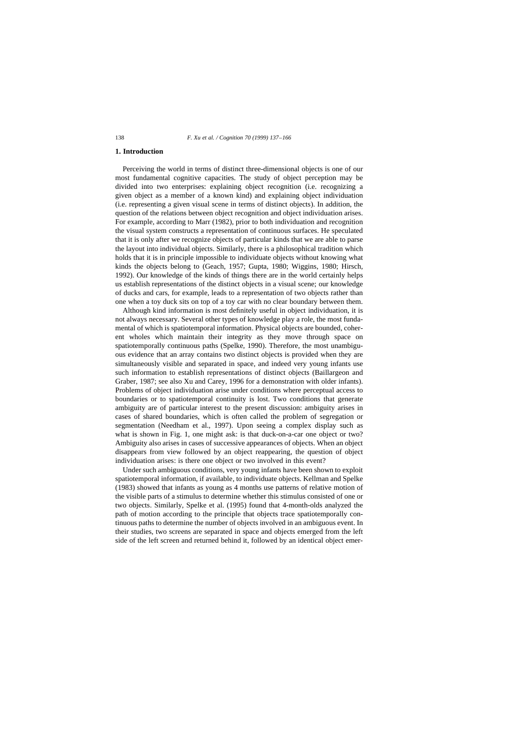## 1. Introduction

Perceiving the world in terms of distinct three-dimensional objects is one of our most fundamental cognitive capacities. The study of object perception may be divided into two enterprises: explaining object recognition (i.e. recognizing a given object as a member of a known kind) and explaining object individuation (i.e. representing a given visual scene in terms of distinct objects). In addition, the question of the relations between object recognition and object individuation arises. For example, according to Marr (1982), prior to both individuation and recognition the visual system constructs a representation of continuous surfaces. He speculated that it is only after we recognize objects of particular kinds that we are able to parse the layout into individual objects. Similarly, there is a philosophical tradition which holds that it is in principle impossible to individuate objects without knowing what kinds the objects belong to (Geach, 1957; Gupta, 1980; Wiggins, 1980; Hirsch, 1992). Our knowledge of the kinds of things there are in the world certainly helps us establish representations of the distinct objects in a visual scene; our knowledge of ducks and cars, for example, leads to a representation of two objects rather than one when a toy duck sits on top of a toy car with no clear boundary between them.

Although kind information is most definitely useful in object individuation, it is not always necessary. Several other types of knowledge play a role, the most fundamental of which is spatiotemporal information. Physical objects are bounded, coherent wholes which maintain their integrity as they move through space on spatiotemporally continuous paths (Spelke, 1990). Therefore, the most unambiguous evidence that an array contains two distinct objects is provided when they are simultaneously visible and separated in space, and indeed very young infants use such information to establish representations of distinct objects (Baillargeon and Graber, 1987; see also Xu and Carey, 1996 for a demonstration with older infants). Problems of object individuation arise under conditions where perceptual access to boundaries or to spatiotemporal continuity is lost. Two conditions that generate ambiguity are of particular interest to the present discussion: ambiguity arises in cases of shared boundaries, which is often called the problem of segregation or segmentation (Needham et al., 1997). Upon seeing a complex display such as what is shown in Fig. 1, one might ask: is that duck-on-a-car one object or two? Ambiguity also arises in cases of successive appearances of objects. When an object disappears from view followed by an object reappearing, the question of object individuation arises: is there one object or two involved in this event?

Under such ambiguous conditions, very young infants have been shown to exploit spatiotemporal information, if available, to individuate objects. Kellman and Spelke (1983) showed that infants as young as 4 months use patterns of relative motion of the visible parts of a stimulus to determine whether this stimulus consisted of one or two objects. Similarly, Spelke et al. (1995) found that 4-month-olds analyzed the path of motion according to the principle that objects trace spatiotemporally continuous paths to determine the number of objects involved in an ambiguous event. In their studies, two screens are separated in space and objects emerged from the left side of the left screen and returned behind it, followed by an identical object emer-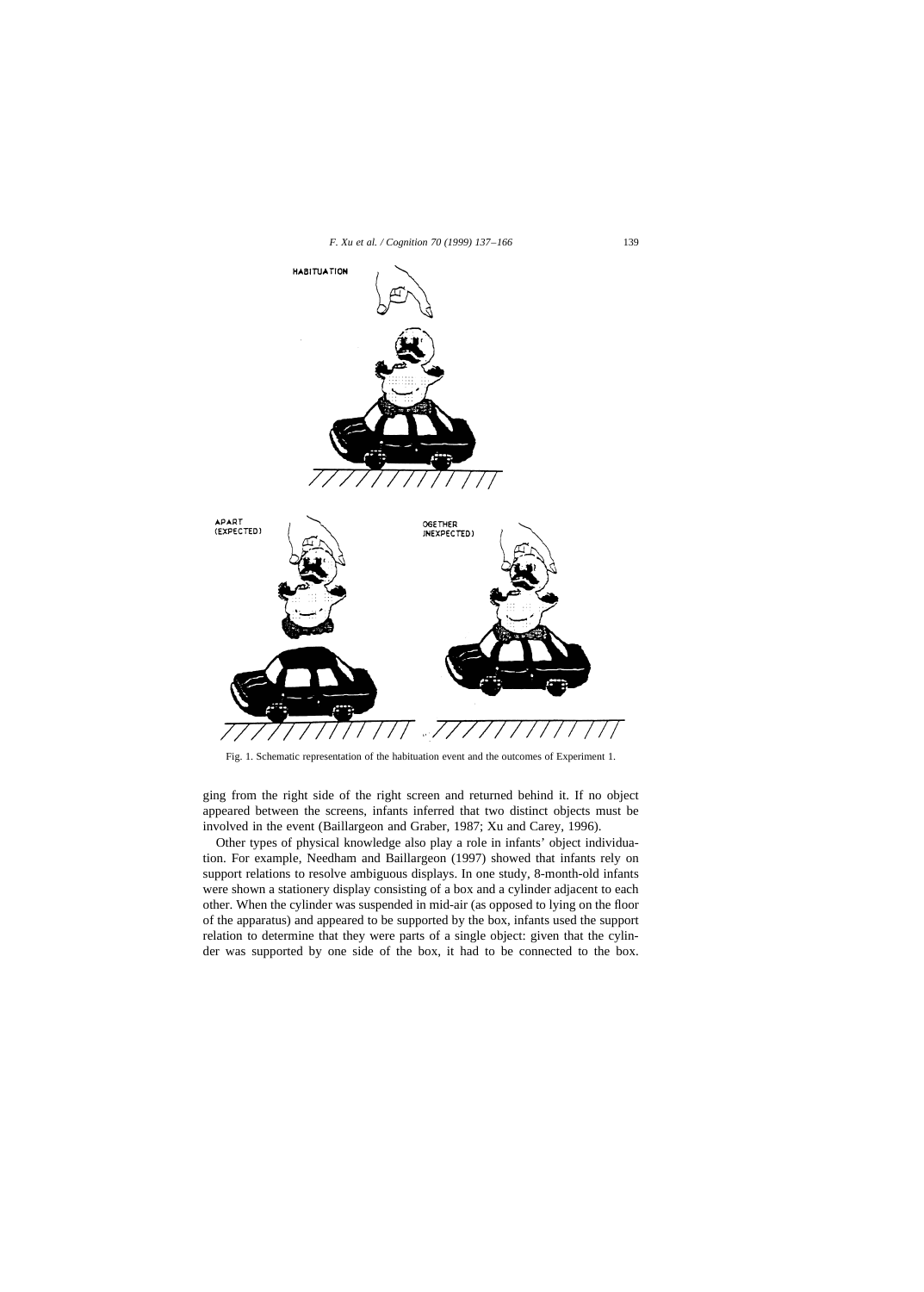Fig. 1. Schematic representation of the habituation event and the outcomes of Experiment 1.

ging from the right side of the right screen and returned behind it. If no object appeared between the screens, infants inferred that two distinct objects must be involved in the event (Baillargeon and Graber, 1987; Xu and Carey, 1996).

Other types of physical knowledge also play a role in infants' object individuation. For example, Needham and Baillargeon (1997) showed that infants rely on support relations to resolve ambiguous displays. In one study, 8-month-old infants were shown a stationery display consisting of a box and a cylinder adjacent to each other. When the cylinder was suspended in mid-air (as opposed to lying on the floor of the apparatus) and appeared to be supported by the box, infants used the support relation to determine that they were parts of a single object: given that the cylinder was supported by one side of the box, it had to be connected to the box.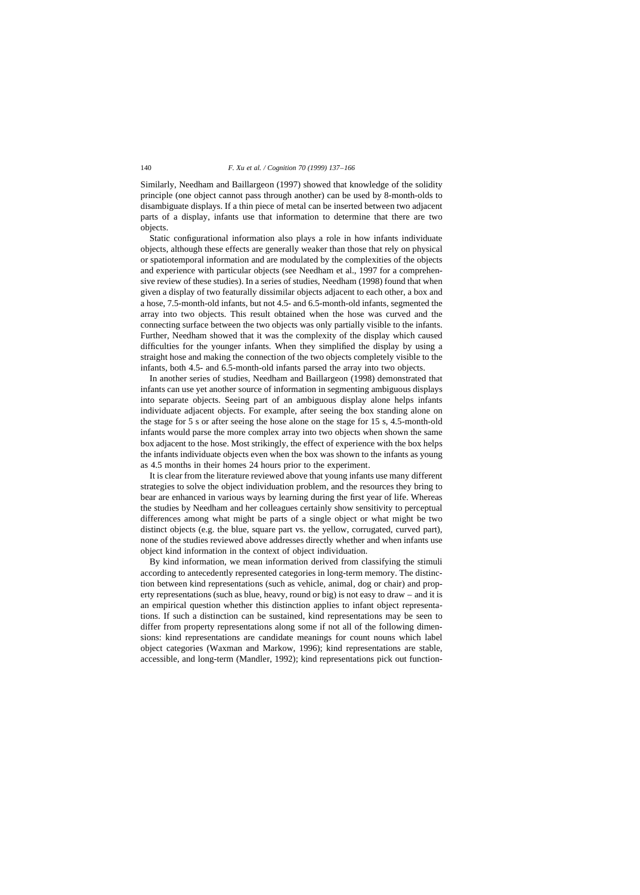Similarly, Needham and Baillargeon (1997) showed that knowledge of the solidity principle (one object cannot pass through another) can be used by 8-month-olds to disambiguate displays. If a thin piece of metal can be inserted between two adjacent parts of a display, infants use that information to determine that there are two objects.

Static configurational information also plays a role in how infants individuate objects, although these effects are generally weaker than those that rely on physical or spatiotemporal information and are modulated by the complexities of the objects and experience with particular objects (see Needham et al., 1997 for a comprehensive review of these studies). In a series of studies, Needham (1998) found that when given a display of two featurally dissimilar objects adjacent to each other, a box and a hose, 7.5-month-old infants, but not 4.5- and 6.5-month-old infants, segmented the array into two objects. This result obtained when the hose was curved and the connecting surface between the two objects was only partially visible to the infants. Further, Needham showed that it was the complexity of the display which caused difficulties for the younger infants. When they simplified the display by using a straight hose and making the connection of the two objects completely visible to the infants, both 4.5- and 6.5-month-old infants parsed the array into two objects.

In another series of studies, Needham and Baillargeon (1998) demonstrated that infants can use yet another source of information in segmenting ambiguous displays into separate objects. Seeing part of an ambiguous display alone helps infants individuate adjacent objects. For example, after seeing the box standing alone on the stage for 5 s or after seeing the hose alone on the stage for 15 s, 4.5-month-old infants would parse the more complex array into two objects when shown the same box adjacent to the hose. Most strikingly, the effect of experience with the box helps the infants individuate objects even when the box was shown to the infants as young as 4.5 months in their homes 24 hours prior to the experiment.

It is clear from the literature reviewed above that young infants use many different strategies to solve the object individuation problem, and the resources they bring to bear are enhanced in various ways by learning during the first year of life. Whereas the studies by Needham and her colleagues certainly show sensitivity to perceptual differences among what might be parts of a single object or what might be two distinct objects (e.g. the blue, square part vs. the yellow, corrugated, curved part), none of the studies reviewed above addresses directly whether and when infants use object kind information in the context of object individuation.

By kind information, we mean information derived from classifying the stimuli according to antecedently represented categories in long-term memory. The distinction between kind representations (such as vehicle, animal, dog or chair) and property representations (such as blue, heavy, round or big) is not easy to draw – and it is an empirical question whether this distinction applies to infant object representations. If such a distinction can be sustained, kind representations may be seen to differ from property representations along some if not all of the following dimensions: kind representations are candidate meanings for count nouns which label object categories (Waxman and Markow, 1996); kind representations are stable, accessible, and long-term (Mandler, 1992); kind representations pick out function-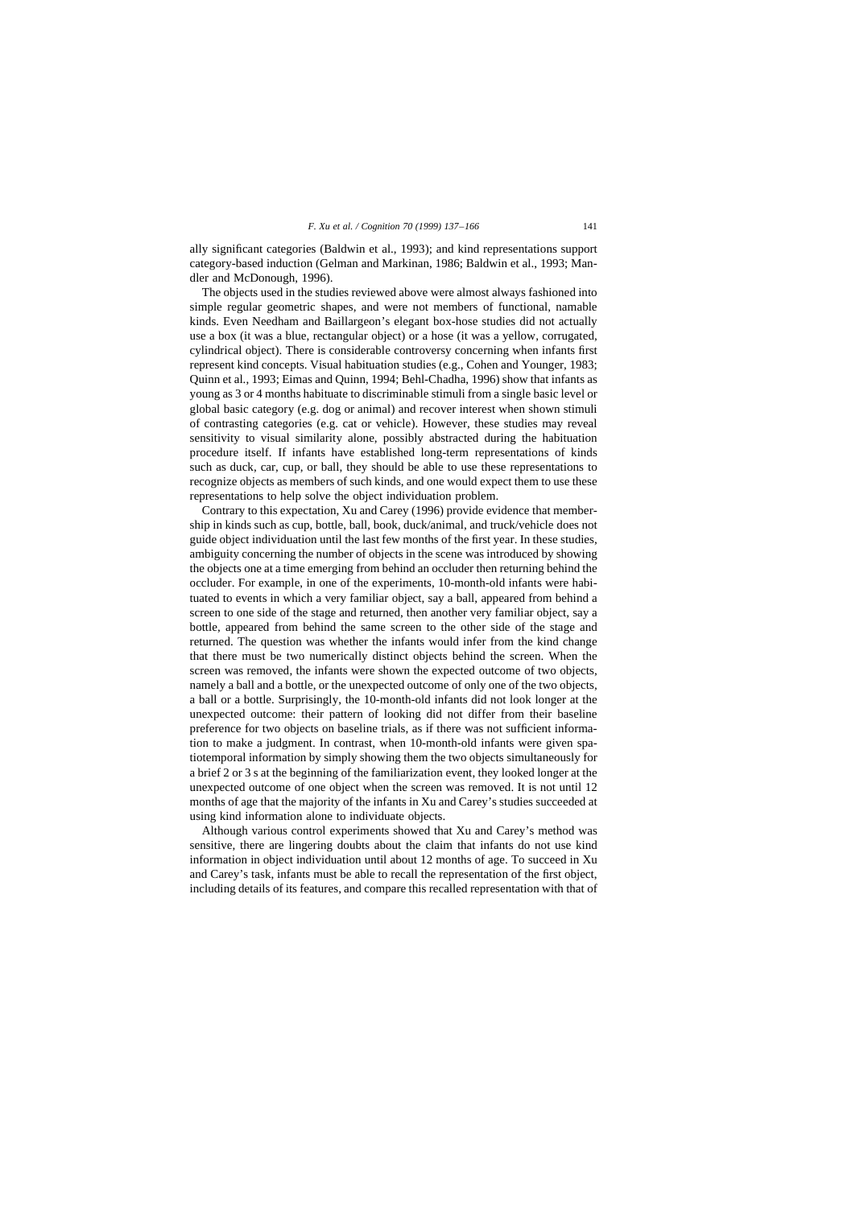ally significant categories (Baldwin et al., 1993); and kind representations support category-based induction (Gelman and Markinan, 1986; Baldwin et al., 1993; Mandler and McDonough, 1996).

The objects used in the studies reviewed above were almost always fashioned into simple regular geometric shapes, and were not members of functional, namable kinds. Even Needham and Baillargeon's elegant box-hose studies did not actually use a box (it was a blue, rectangular object) or a hose (it was a yellow, corrugated, cylindrical object). There is considerable controversy concerning when infants first represent kind concepts. Visual habituation studies (e.g., Cohen and Younger, 1983; Quinn et al., 1993; Eimas and Quinn, 1994; Behl-Chadha, 1996) show that infants as young as 3 or 4 months habituate to discriminable stimuli from a single basic level or global basic category (e.g. dog or animal) and recover interest when shown stimuli of contrasting categories (e.g. cat or vehicle). However, these studies may reveal sensitivity to visual similarity alone, possibly abstracted during the habituation procedure itself. If infants have established long-term representations of kinds such as duck, car, cup, or ball, they should be able to use these representations to recognize objects as members of such kinds, and one would expect them to use these representations to help solve the object individuation problem.

Contrary to this expectation, Xu and Carey (1996) provide evidence that membership in kinds such as cup, bottle, ball, book, duck/animal, and truck/vehicle does not guide object individuation until the last few months of the first year. In these studies, ambiguity concerning the number of objects in the scene was introduced by showing the objects one at a time emerging from behind an occluder then returning behind the occluder. For example, in one of the experiments, 10-month-old infants were habituated to events in which a very familiar object, say a ball, appeared from behind a screen to one side of the stage and returned, then another very familiar object, say a bottle, appeared from behind the same screen to the other side of the stage and returned. The question was whether the infants would infer from the kind change that there must be two numerically distinct objects behind the screen. When the screen was removed, the infants were shown the expected outcome of two objects, namely a ball and a bottle, or the unexpected outcome of only one of the two objects, a ball or a bottle. Surprisingly, the 10-month-old infants did not look longer at the unexpected outcome: their pattern of looking did not differ from their baseline preference for two objects on baseline trials, as if there was not sufficient information to make a judgment. In contrast, when 10-month-old infants were given spatiotemporal information by simply showing them the two objects simultaneously for a brief 2 or 3 s at the beginning of the familiarization event, they looked longer at the unexpected outcome of one object when the screen was removed. It is not until 12 months of age that the majority of the infants in Xu and Carey's studies succeeded at using kind information alone to individuate objects.

Although various control experiments showed that Xu and Carey's method was sensitive, there are lingering doubts about the claim that infants do not use kind information in object individuation until about 12 months of age. To succeed in Xu and Carey's task, infants must be able to recall the representation of the first object, including details of its features, and compare this recalled representation with that of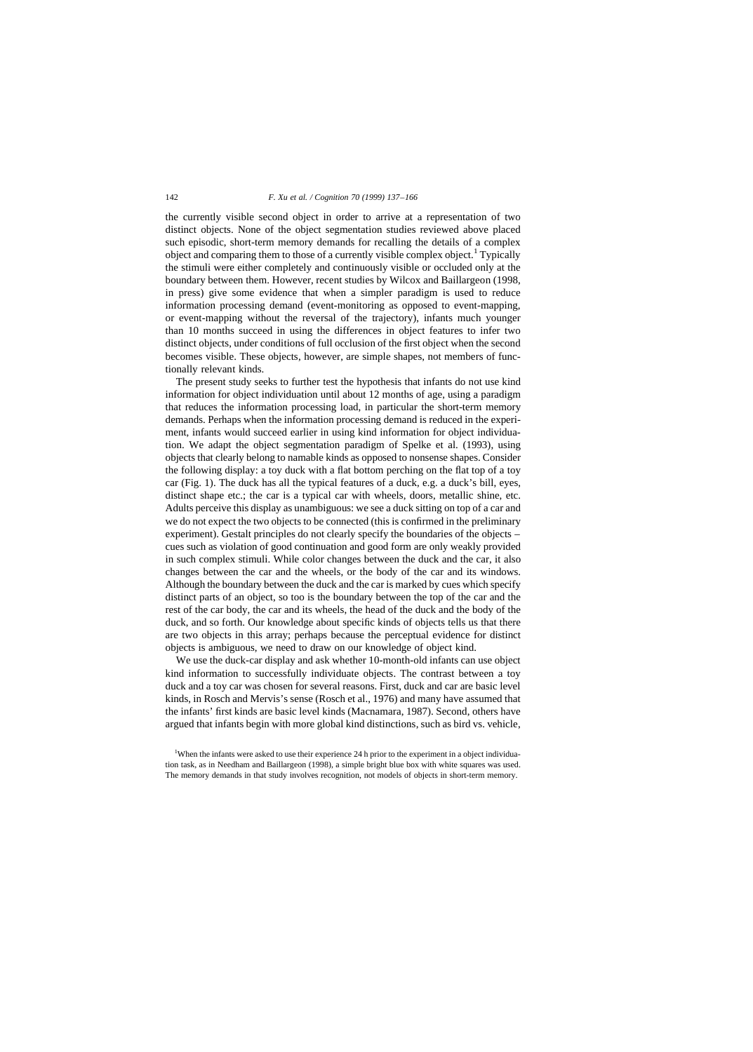the currently visible second object in order to arrive at a representation of two distinct objects. None of the object segmentation studies reviewed above placed such episodic, short-term memory demands for recalling the details of a complex object and comparing them to those of a currently visible complex object.[1] Typically the stimuli were either completely and continuously visible or occluded only at the boundary between them. However, recent studies by Wilcox and Baillargeon (1998, in press) give some evidence that when a simpler paradigm is used to reduce information processing demand (event-monitoring as opposed to event-mapping, or event-mapping without the reversal of the trajectory), infants much younger than 10 months succeed in using the differences in object features to infer two distinct objects, under conditions of full occlusion of the first object when the second becomes visible. These objects, however, are simple shapes, not members of functionally relevant kinds.

The present study seeks to further test the hypothesis that infants do not use kind information for object individuation until about 12 months of age, using a paradigm that reduces the information processing load, in particular the short-term memory demands. Perhaps when the information processing demand is reduced in the experiment, infants would succeed earlier in using kind information for object individuation. We adapt the object segmentation paradigm of Spelke et al. (1993), using objects that clearly belong to namable kinds as opposed to nonsense shapes. Consider the following display: a toy duck with a flat bottom perching on the flat top of a toy car (Fig. 1). The duck has all the typical features of a duck, e.g. a duck's bill, eyes, distinct shape etc.; the car is a typical car with wheels, doors, metallic shine, etc. Adults perceive this display as unambiguous: we see a duck sitting on top of a car and we do not expect the two objects to be connected (this is confirmed in the preliminary experiment). Gestalt principles do not clearly specify the boundaries of the objects – cues such as violation of good continuation and good form are only weakly provided in such complex stimuli. While color changes between the duck and the car, it also changes between the car and the wheels, or the body of the car and its windows. Although the boundary between the duck and the car is marked by cues which specify distinct parts of an object, so too is the boundary between the top of the car and the rest of the car body, the car and its wheels, the head of the duck and the body of the duck, and so forth. Our knowledge about specific kinds of objects tells us that there are two objects in this array; perhaps because the perceptual evidence for distinct objects is ambiguous, we need to draw on our knowledge of object kind.

We use the duck-car display and ask whether 10-month-old infants can use object kind information to successfully individuate objects. The contrast between a toy duck and a toy car was chosen for several reasons. First, duck and car are basic level kinds, in Rosch and Mervis's sense (Rosch et al., 1976) and many have assumed that the infants' first kinds are basic level kinds (Macnamara, 1987). Second, others have argued that infants begin with more global kind distinctions, such as bird vs. vehicle,

[1] When the infants were asked to use their experience 24 h prior to the experiment in a object individuation task, as in Needham and Baillargeon (1998), a simple bright blue box with white squares was used. The memory demands in that study involves recognition, not models of objects in short-term memory.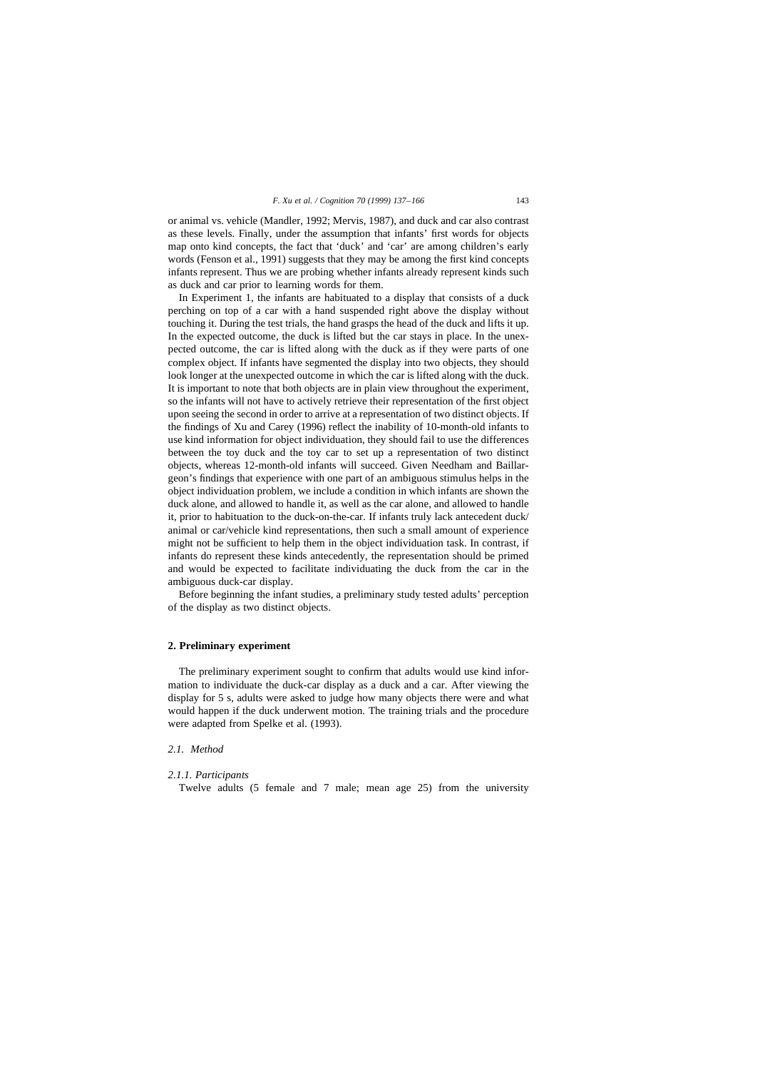or animal vs. vehicle (Mandler, 1992; Mervis, 1987), and duck and car also contrast as these levels. Finally, under the assumption that infants' first words for objects map onto kind concepts, the fact that 'duck' and 'car' are among children's early words (Fenson et al., 1991) suggests that they may be among the first kind concepts infants represent. Thus we are probing whether infants already represent kinds such as duck and car prior to learning words for them.

In Experiment 1, the infants are habituated to a display that consists of a duck perching on top of a car with a hand suspended right above the display without touching it. During the test trials, the hand grasps the head of the duck and lifts it up. In the expected outcome, the duck is lifted but the car stays in place. In the unexpected outcome, the car is lifted along with the duck as if they were parts of one complex object. If infants have segmented the display into two objects, they should look longer at the unexpected outcome in which the car is lifted along with the duck. It is important to note that both objects are in plain view throughout the experiment, so the infants will not have to actively retrieve their representation of the first object upon seeing the second in order to arrive at a representation of two distinct objects. If the findings of Xu and Carey (1996) reflect the inability of 10-month-old infants to use kind information for object individuation, they should fail to use the differences between the toy duck and the toy car to set up a representation of two distinct objects, whereas 12-month-old infants will succeed. Given Needham and Baillargeon's findings that experience with one part of an ambiguous stimulus helps in the object individuation problem, we include a condition in which infants are shown the duck alone, and allowed to handle it, as well as the car alone, and allowed to handle it, prior to habituation to the duck-on-the-car. If infants truly lack antecedent duck/animal or car/vehicle kind representations, then such a small amount of experience might not be sufficient to help them in the object individuation task. In contrast, if infants do represent these kinds antecedently, the representation should be primed and would be expected to facilitate individuating the duck from the car in the ambiguous duck-car display.

Before beginning the infant studies, a preliminary study tested adults' perception of the display as two distinct objects.

## 2. Preliminary experiment

The preliminary experiment sought to confirm that adults would use kind information to individuate the duck-car display as a duck and a car. After viewing the display for 5 s, adults were asked to judge how many objects there were and what would happen if the duck underwent motion. The training trials and the procedure were adapted from Spelke et al. (1993).

### *2.1. Method*

#### *2.1.1. Participants*

Twelve adults (5 female and 7 male; mean age 25) from the university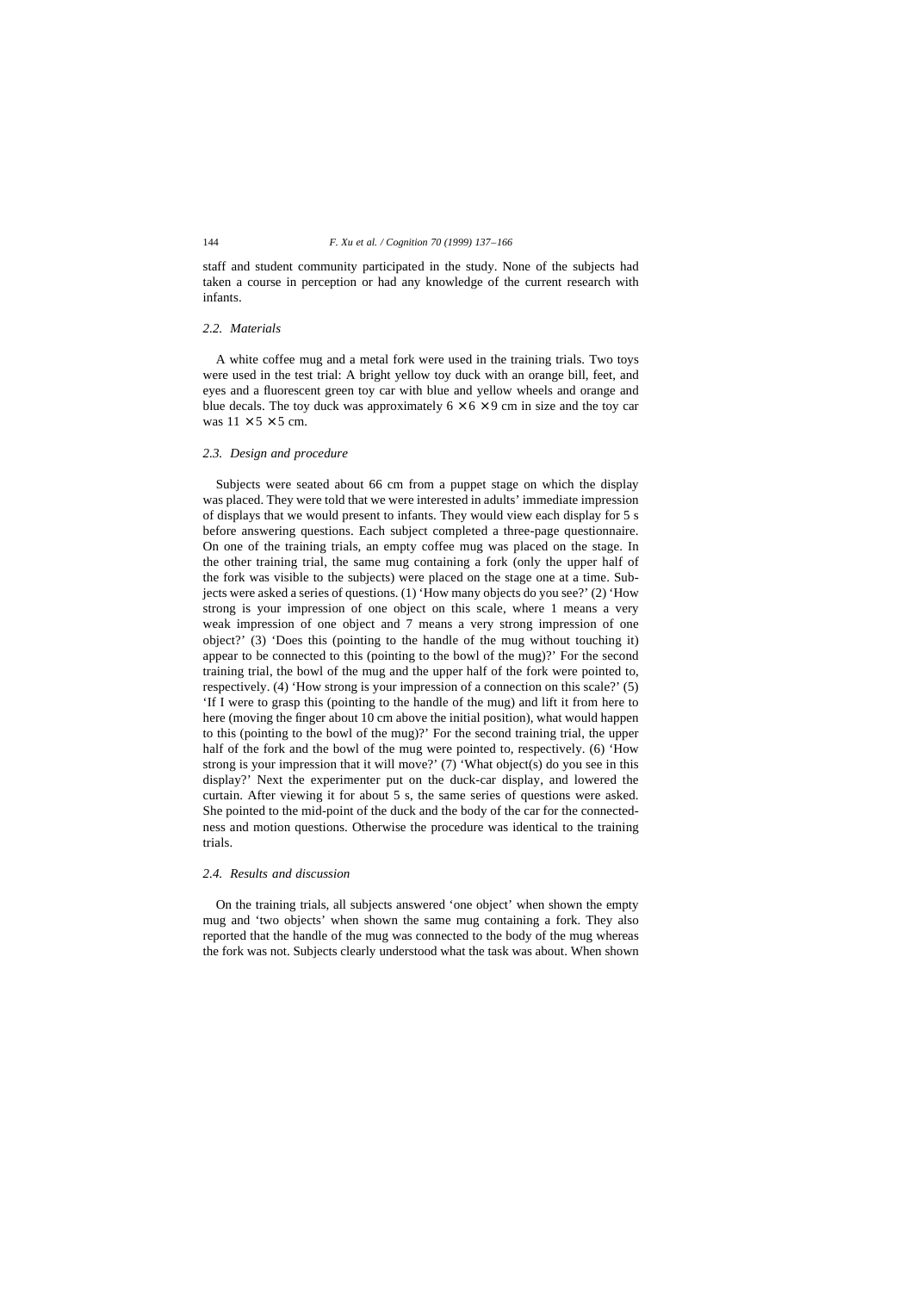staff and student community participated in the study. None of the subjects had taken a course in perception or had any knowledge of the current research with infants.

### 2.2. Materials

A white coffee mug and a metal fork were used in the training trials. Two toys were used in the test trial: A bright yellow toy duck with an orange bill, feet, and eyes and a fluorescent green toy car with blue and yellow wheels and orange and blue decals. The toy duck was approximately $6 \times 6 \times 9$ cm in size and the toy car was $11 \times 5 \times 5$ cm.

### 2.3. Design and procedure

Subjects were seated about 66 cm from a puppet stage on which the display was placed. They were told that we were interested in adults' immediate impression of displays that we would present to infants. They would view each display for 5 s before answering questions. Each subject completed a three-page questionnaire. On one of the training trials, an empty coffee mug was placed on the stage. In the other training trial, the same mug containing a fork (only the upper half of the fork was visible to the subjects) were placed on the stage one at a time. Subjects were asked a series of questions. (1) 'How many objects do you see?' (2) 'How strong is your impression of one object on this scale, where 1 means a very weak impression of one object and 7 means a very strong impression of one object?' (3) 'Does this (pointing to the handle of the mug without touching it) appear to be connected to this (pointing to the bowl of the mug)?' For the second training trial, the bowl of the mug and the upper half of the fork were pointed to, respectively. (4) 'How strong is your impression of a connection on this scale?' (5) 'If I were to grasp this (pointing to the handle of the mug) and lift it from here to here (moving the finger about 10 cm above the initial position), what would happen to this (pointing to the bowl of the mug)?' For the second training trial, the upper half of the fork and the bowl of the mug were pointed to, respectively. (6) 'How strong is your impression that it will move?' (7) 'What object(s) do you see in this display?' Next the experimenter put on the duck-car display, and lowered the curtain. After viewing it for about 5 s, the same series of questions were asked. She pointed to the mid-point of the duck and the body of the car for the connectedness and motion questions. Otherwise the procedure was identical to the training trials.

### 2.4. Results and discussion

On the training trials, all subjects answered 'one object' when shown the empty mug and 'two objects' when shown the same mug containing a fork. They also reported that the handle of the mug was connected to the body of the mug whereas the fork was not. Subjects clearly understood what the task was about. When shown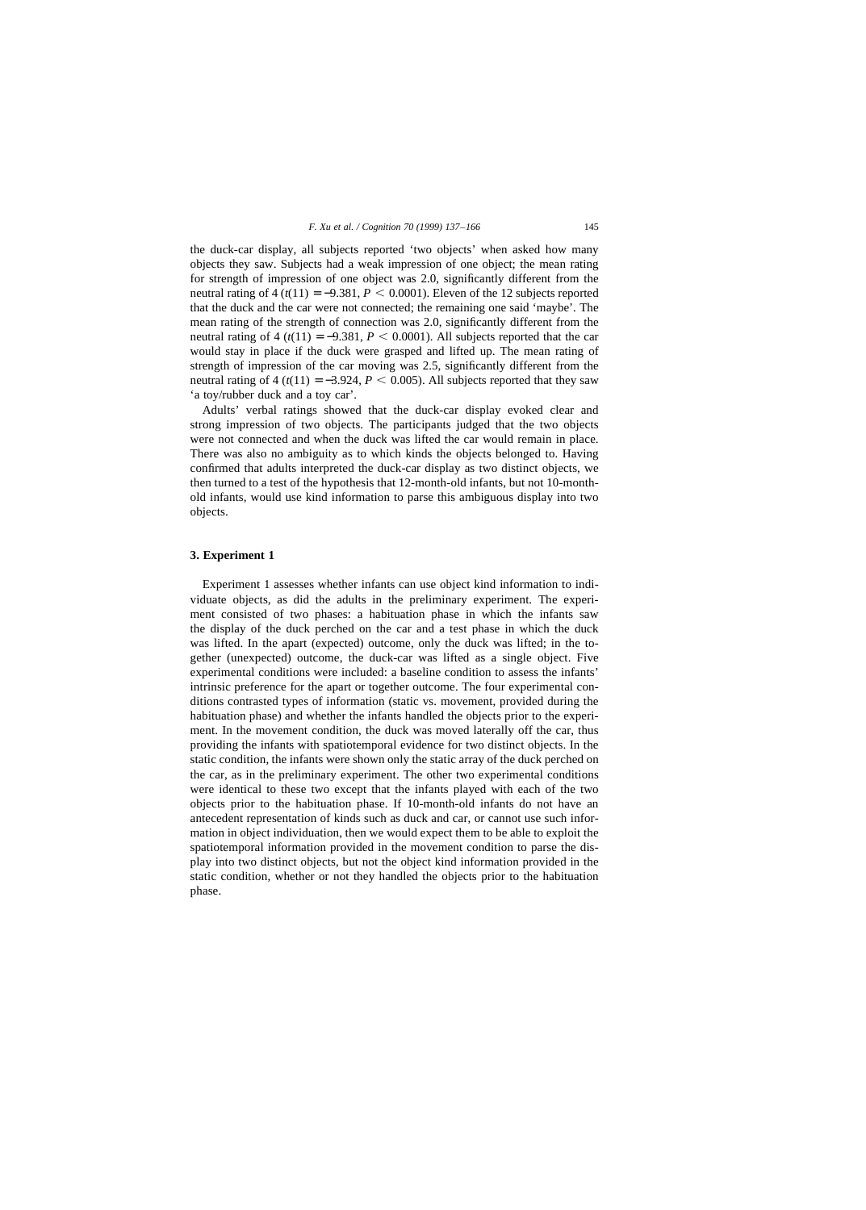the duck-car display, all subjects reported 'two objects' when asked how many objects they saw. Subjects had a weak impression of one object; the mean rating for strength of impression of one object was 2.0, significantly different from the neutral rating of 4 ($t(11) = -9.381$, $P < 0.0001$). Eleven of the 12 subjects reported that the duck and the car were not connected; the remaining one said 'maybe'. The mean rating of the strength of connection was 2.0, significantly different from the neutral rating of 4 ($t(11) = -9.381$, $P < 0.0001$). All subjects reported that the car would stay in place if the duck were grasped and lifted up. The mean rating of strength of impression of the car moving was 2.5, significantly different from the neutral rating of 4 ($t(11) = -3.924$, $P < 0.005$). All subjects reported that they saw 'a toy/rubber duck and a toy car'.

Adults' verbal ratings showed that the duck-car display evoked clear and strong impression of two objects. The participants judged that the two objects were not connected and when the duck was lifted the car would remain in place. There was also no ambiguity as to which kinds the objects belonged to. Having confirmed that adults interpreted the duck-car display as two distinct objects, we then turned to a test of the hypothesis that 12-month-old infants, but not 10-month-old infants, would use kind information to parse this ambiguous display into two objects.

## 3. Experiment 1

Experiment 1 assesses whether infants can use object kind information to individuate objects, as did the adults in the preliminary experiment. The experiment consisted of two phases: a habituation phase in which the infants saw the display of the duck perched on the car and a test phase in which the duck was lifted. In the apart (expected) outcome, only the duck was lifted; in the together (unexpected) outcome, the duck-car was lifted as a single object. Five experimental conditions were included: a baseline condition to assess the infants' intrinsic preference for the apart or together outcome. The four experimental conditions contrasted types of information (static vs. movement, provided during the habituation phase) and whether the infants handled the objects prior to the experiment. In the movement condition, the duck was moved laterally off the car, thus providing the infants with spatiotemporal evidence for two distinct objects. In the static condition, the infants were shown only the static array of the duck perched on the car, as in the preliminary experiment. The other two experimental conditions were identical to these two except that the infants played with each of the two objects prior to the habituation phase. If 10-month-old infants do not have an antecedent representation of kinds such as duck and car, or cannot use such information in object individuation, then we would expect them to be able to exploit the spatiotemporal information provided in the movement condition to parse the display into two distinct objects, but not the object kind information provided in the static condition, whether or not they handled the objects prior to the habituation phase.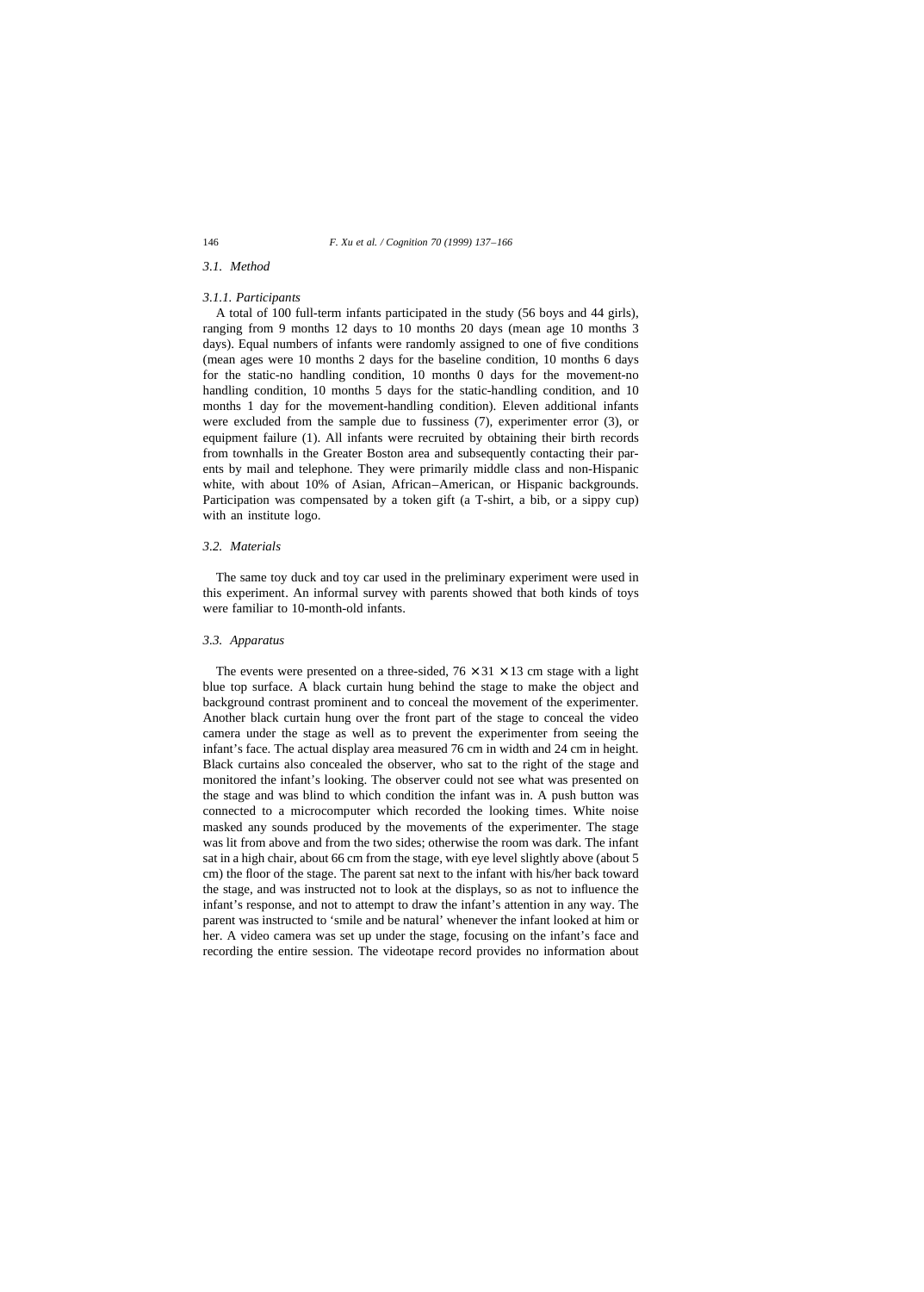### 3.1. Method

#### 3.1.1. Participants

A total of 100 full-term infants participated in the study (56 boys and 44 girls), ranging from 9 months 12 days to 10 months 20 days (mean age 10 months 3 days). Equal numbers of infants were randomly assigned to one of five conditions (mean ages were 10 months 2 days for the baseline condition, 10 months 6 days for the static-no handling condition, 10 months 0 days for the movement-no handling condition, 10 months 5 days for the static-handling condition, and 10 months 1 day for the movement-handling condition). Eleven additional infants were excluded from the sample due to fussiness (7), experimenter error (3), or equipment failure (1). All infants were recruited by obtaining their birth records from townhalls in the Greater Boston area and subsequently contacting their parents by mail and telephone. They were primarily middle class and non-Hispanic white, with about 10% of Asian, African–American, or Hispanic backgrounds. Participation was compensated by a token gift (a T-shirt, a bib, or a sippy cup) with an institute logo.

### 3.2. Materials

The same toy duck and toy car used in the preliminary experiment were used in this experiment. An informal survey with parents showed that both kinds of toys were familiar to 10-month-old infants.

### 3.3. Apparatus

The events were presented on a three-sided, $76 \times 31 \times 13$ cm stage with a light blue top surface. A black curtain hung behind the stage to make the object and background contrast prominent and to conceal the movement of the experimenter. Another black curtain hung over the front part of the stage to conceal the video camera under the stage as well as to prevent the experimenter from seeing the infant's face. The actual display area measured 76 cm in width and 24 cm in height. Black curtains also concealed the observer, who sat to the right of the stage and monitored the infant's looking. The observer could not see what was presented on the stage and was blind to which condition the infant was in. A push button was connected to a microcomputer which recorded the looking times. White noise masked any sounds produced by the movements of the experimenter. The stage was lit from above and from the two sides; otherwise the room was dark. The infant sat in a high chair, about 66 cm from the stage, with eye level slightly above (about 5 cm) the floor of the stage. The parent sat next to the infant with his/her back toward the stage, and was instructed not to look at the displays, so as not to influence the infant's response, and not to attempt to draw the infant's attention in any way. The parent was instructed to 'smile and be natural' whenever the infant looked at him or her. A video camera was set up under the stage, focusing on the infant's face and recording the entire session. The videotape record provides no information about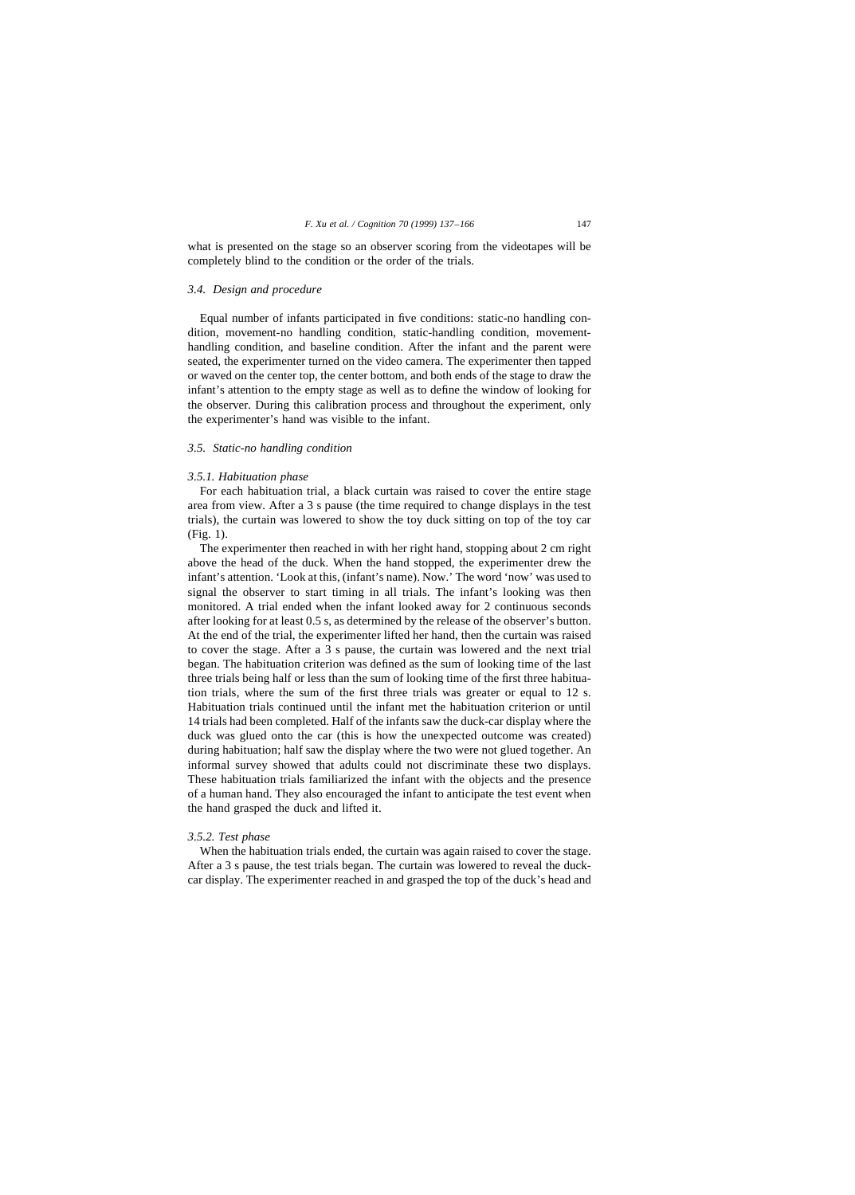what is presented on the stage so an observer scoring from the videotapes will be completely blind to the condition or the order of the trials.

### *3.4. Design and procedure*

Equal number of infants participated in five conditions: static-no handling condition, movement-no handling condition, static-handling condition, movement-handling condition, and baseline condition. After the infant and the parent were seated, the experimenter turned on the video camera. The experimenter then tapped or waved on the center top, the center bottom, and both ends of the stage to draw the infant's attention to the empty stage as well as to define the window of looking for the observer. During this calibration process and throughout the experiment, only the experimenter's hand was visible to the infant.

### *3.5. Static-no handling condition*

#### *3.5.1. Habituation phase*

For each habituation trial, a black curtain was raised to cover the entire stage area from view. After a 3 s pause (the time required to change displays in the test trials), the curtain was lowered to show the toy duck sitting on top of the toy car (Fig. 1).

The experimenter then reached in with her right hand, stopping about 2 cm right above the head of the duck. When the hand stopped, the experimenter drew the infant's attention. 'Look at this, (infant's name). Now.' The word 'now' was used to signal the observer to start timing in all trials. The infant's looking was then monitored. A trial ended when the infant looked away for 2 continuous seconds after looking for at least 0.5 s, as determined by the release of the observer's button. At the end of the trial, the experimenter lifted her hand, then the curtain was raised to cover the stage. After a 3 s pause, the curtain was lowered and the next trial began. The habituation criterion was defined as the sum of looking time of the last three trials being half or less than the sum of looking time of the first three habituation trials, where the sum of the first three trials was greater or equal to 12 s. Habituation trials continued until the infant met the habituation criterion or until 14 trials had been completed. Half of the infants saw the duck-car display where the duck was glued onto the car (this is how the unexpected outcome was created) during habituation; half saw the display where the two were not glued together. An informal survey showed that adults could not discriminate these two displays. These habituation trials familiarized the infant with the objects and the presence of a human hand. They also encouraged the infant to anticipate the test event when the hand grasped the duck and lifted it.

#### *3.5.2. Test phase*

When the habituation trials ended, the curtain was again raised to cover the stage. After a 3 s pause, the test trials began. The curtain was lowered to reveal the duck-car display. The experimenter reached in and grasped the top of the duck's head and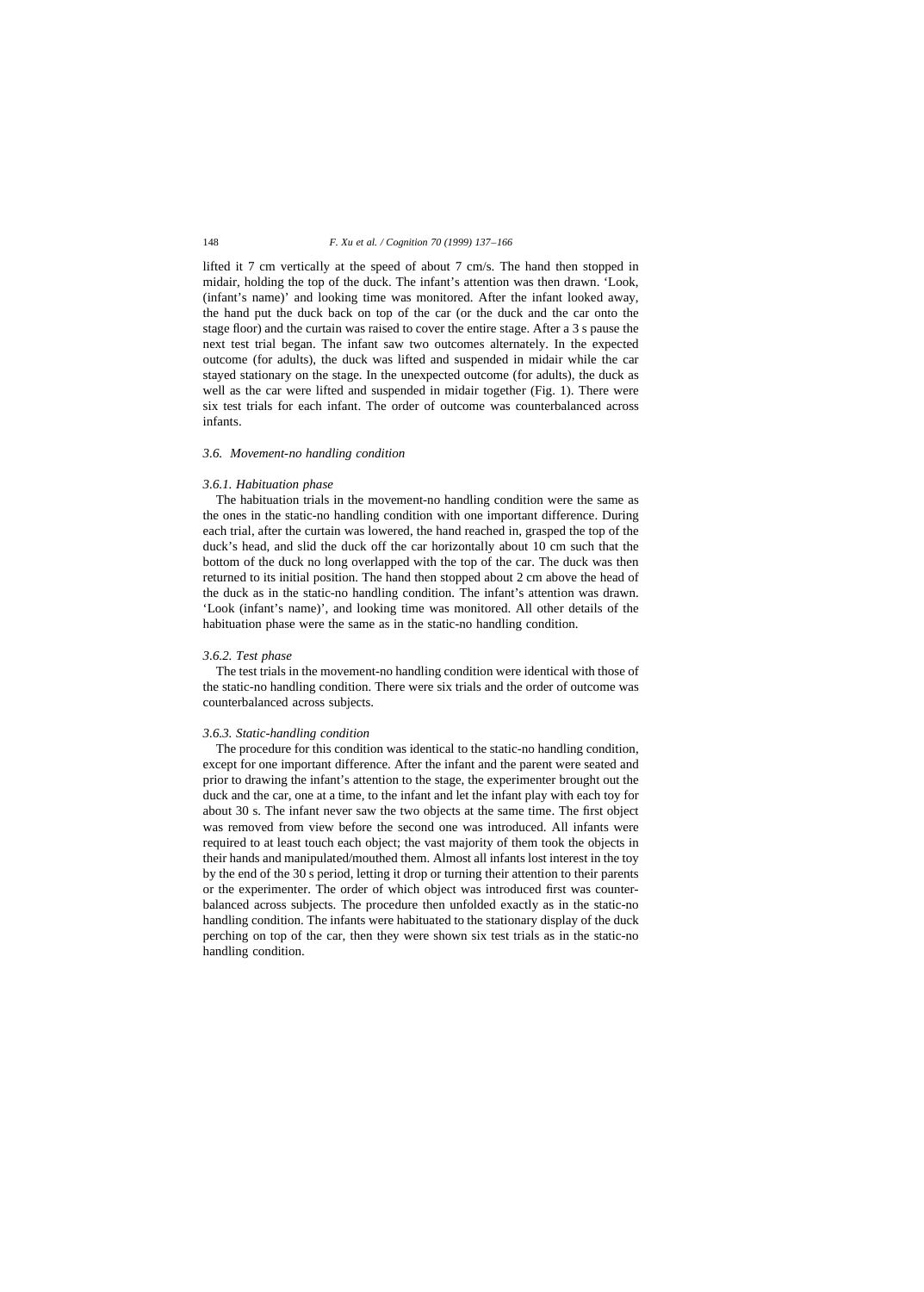lifted it 7 cm vertically at the speed of about 7 cm/s. The hand then stopped in midair, holding the top of the duck. The infant's attention was then drawn. 'Look, (infant's name)' and looking time was monitored. After the infant looked away, the hand put the duck back on top of the car (or the duck and the car onto the stage floor) and the curtain was raised to cover the entire stage. After a 3 s pause the next test trial began. The infant saw two outcomes alternately. In the expected outcome (for adults), the duck was lifted and suspended in midair while the car stayed stationary on the stage. In the unexpected outcome (for adults), the duck as well as the car were lifted and suspended in midair together (Fig. 1). There were six test trials for each infant. The order of outcome was counterbalanced across infants.

### 3.6. Movement-no handling condition

#### 3.6.1. Habituation phase

The habituation trials in the movement-no handling condition were the same as the ones in the static-no handling condition with one important difference. During each trial, after the curtain was lowered, the hand reached in, grasped the top of the duck's head, and slid the duck off the car horizontally about 10 cm such that the bottom of the duck no long overlapped with the top of the car. The duck was then returned to its initial position. The hand then stopped about 2 cm above the head of the duck as in the static-no handling condition. The infant's attention was drawn. 'Look (infant's name)', and looking time was monitored. All other details of the habituation phase were the same as in the static-no handling condition.

#### 3.6.2. Test phase

The test trials in the movement-no handling condition were identical with those of the static-no handling condition. There were six trials and the order of outcome was counterbalanced across subjects.

#### 3.6.3. Static-handling condition

The procedure for this condition was identical to the static-no handling condition, except for one important difference. After the infant and the parent were seated and prior to drawing the infant's attention to the stage, the experimenter brought out the duck and the car, one at a time, to the infant and let the infant play with each toy for about 30 s. The infant never saw the two objects at the same time. The first object was removed from view before the second one was introduced. All infants were required to at least touch each object; the vast majority of them took the objects in their hands and manipulated/mouthed them. Almost all infants lost interest in the toy by the end of the 30 s period, letting it drop or turning their attention to their parents or the experimenter. The order of which object was introduced first was counterbalanced across subjects. The procedure then unfolded exactly as in the static-no handling condition. The infants were habituated to the stationary display of the duck perching on top of the car, then they were shown six test trials as in the static-no handling condition.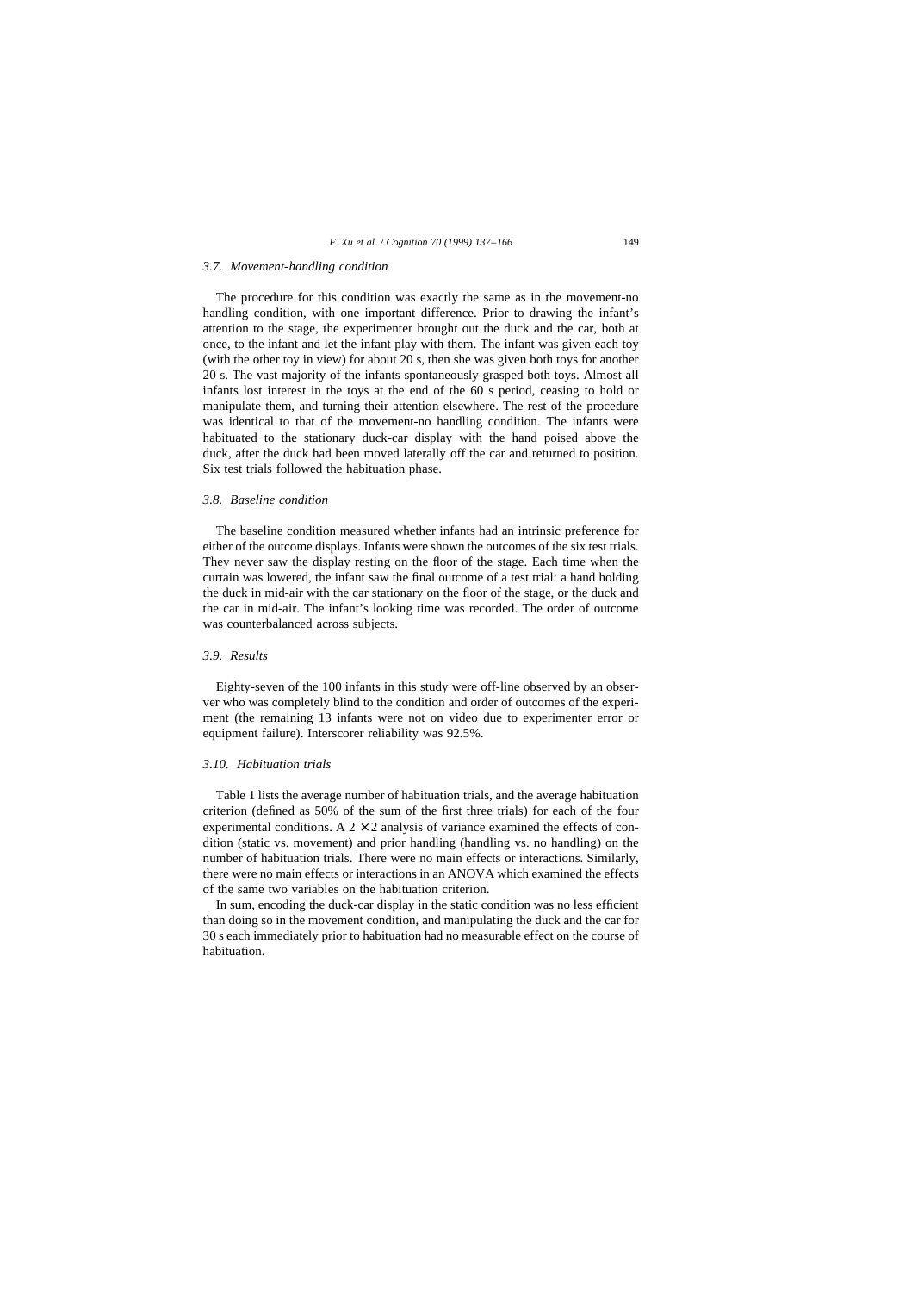### 3.7. Movement-handling condition

The procedure for this condition was exactly the same as in the movement-no handling condition, with one important difference. Prior to drawing the infant's attention to the stage, the experimenter brought out the duck and the car, both at once, to the infant and let the infant play with them. The infant was given each toy (with the other toy in view) for about 20 s, then she was given both toys for another 20 s. The vast majority of the infants spontaneously grasped both toys. Almost all infants lost interest in the toys at the end of the 60 s period, ceasing to hold or manipulate them, and turning their attention elsewhere. The rest of the procedure was identical to that of the movement-no handling condition. The infants were habituated to the stationary duck-car display with the hand poised above the duck, after the duck had been moved laterally off the car and returned to position. Six test trials followed the habituation phase.

### 3.8. Baseline condition

The baseline condition measured whether infants had an intrinsic preference for either of the outcome displays. Infants were shown the outcomes of the six test trials. They never saw the display resting on the floor of the stage. Each time when the curtain was lowered, the infant saw the final outcome of a test trial: a hand holding the duck in mid-air with the car stationary on the floor of the stage, or the duck and the car in mid-air. The infant's looking time was recorded. The order of outcome was counterbalanced across subjects.

### 3.9. Results

Eighty-seven of the 100 infants in this study were off-line observed by an observer who was completely blind to the condition and order of outcomes of the experiment (the remaining 13 infants were not on video due to experimenter error or equipment failure). Interscorer reliability was 92.5%.

### 3.10. Habituation trials

Table 1 lists the average number of habituation trials, and the average habituation criterion (defined as 50% of the sum of the first three trials) for each of the four experimental conditions. A $2 \times 2$ analysis of variance examined the effects of condition (static vs. movement) and prior handling (handling vs. no handling) on the number of habituation trials. There were no main effects or interactions. Similarly, there were no main effects or interactions in an ANOVA which examined the effects of the same two variables on the habituation criterion.

In sum, encoding the duck-car display in the static condition was no less efficient than doing so in the movement condition, and manipulating the duck and the car for 30 s each immediately prior to habituation had no measurable effect on the course of habituation.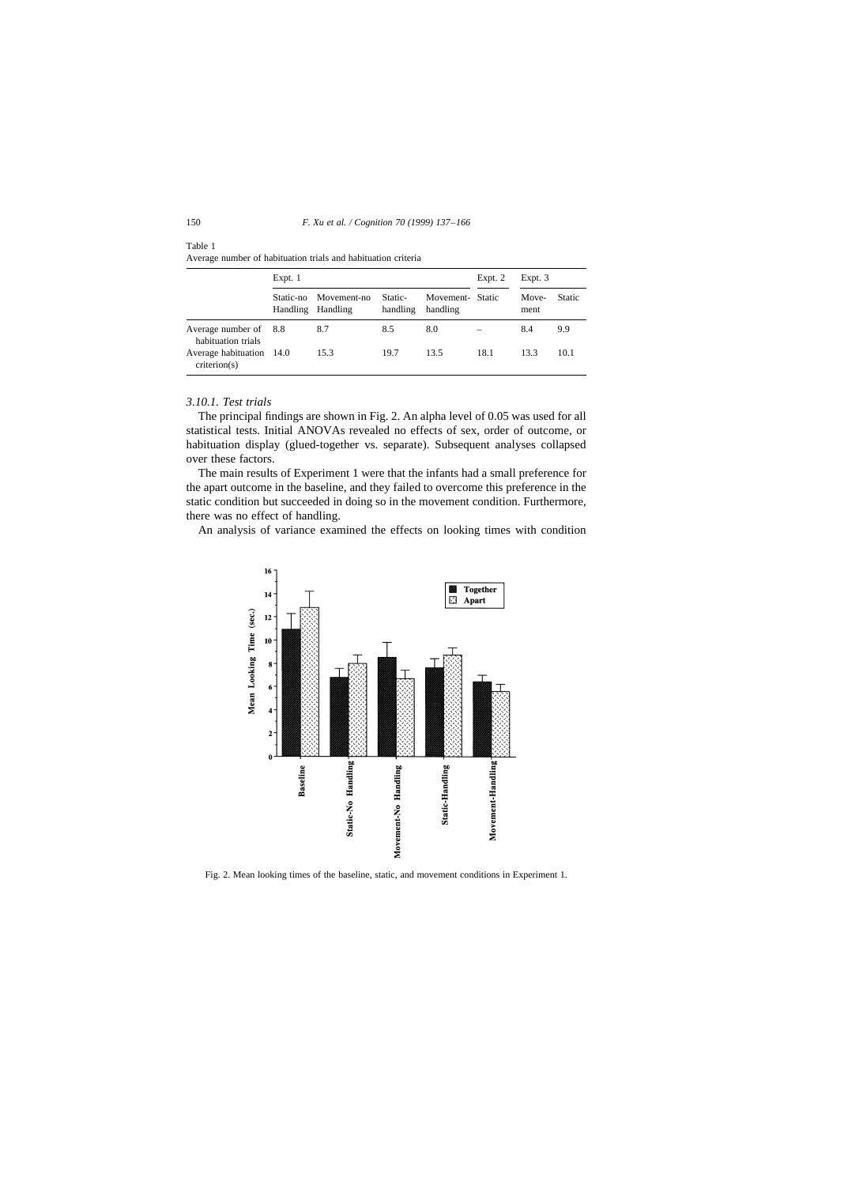Table 1
Average number of habituation trials and habituation criteria

| | Expt. 1 | | | | Expt. 2 | Expt. 3 | |
|---|---|---|---|---|---|---|---|
| | Static-no Handling | Movement-no Handling | Static-handling | Movement-handling | Static | Movement | Static |
| Average number of habituation trials | 8.8 | 8.7 | 8.5 | 8.0 | – | 8.4 | 9.9 |
| Average habituation criterion(s) | 14.0 | 15.3 | 19.7 | 13.5 | 18.1 | 13.3 | 10.1 |

### 3.10.1. Test trials

The principal findings are shown in Fig. 2. An alpha level of 0.05 was used for all statistical tests. Initial ANOVAs revealed no effects of sex, order of outcome, or habituation display (glued-together vs. separate). Subsequent analyses collapsed over these factors.

The main results of Experiment 1 were that the infants had a small preference for the apart outcome in the baseline, and they failed to overcome this preference in the static condition but succeeded in doing so in the movement condition. Furthermore, there was no effect of handling.

An analysis of variance examined the effects on looking times with condition

Fig. 2. Mean looking times of the baseline, static, and movement conditions in Experiment 1.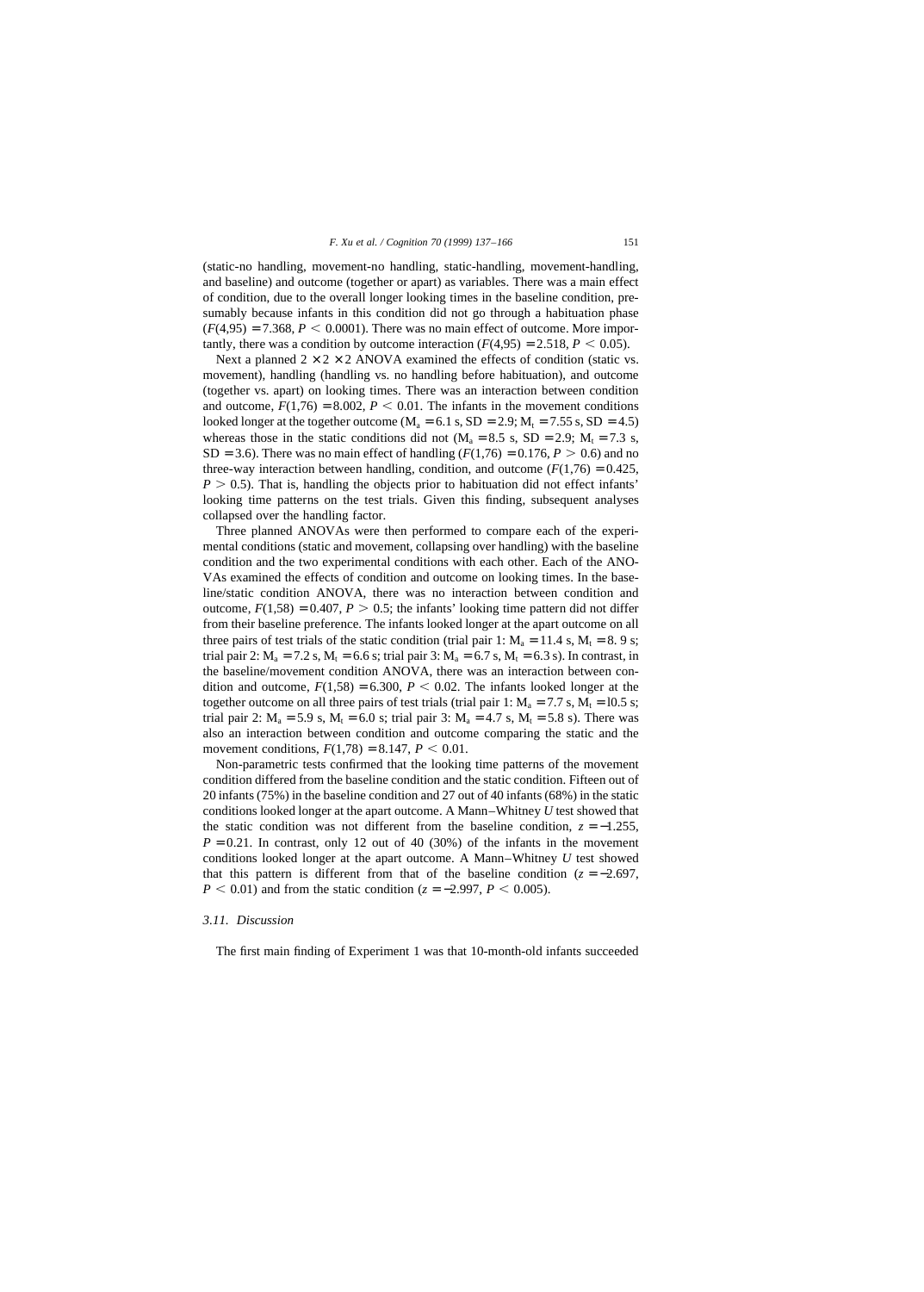(static-no handling, movement-no handling, static-handling, movement-handling, and baseline) and outcome (together or apart) as variables. There was a main effect of condition, due to the overall longer looking times in the baseline condition, presumably because infants in this condition did not go through a habituation phase ($F(4,95) = 7.368$, $P < 0.0001$). There was no main effect of outcome. More importantly, there was a condition by outcome interaction ($F(4,95) = 2.518$, $P < 0.05$).

Next a planned $2 \times 2 \times 2$ ANOVA examined the effects of condition (static vs. movement), handling (handling vs. no handling before habituation), and outcome (together vs. apart) on looking times. There was an interaction between condition and outcome, $F(1,76) = 8.002$, $P < 0.01$. The infants in the movement conditions looked longer at the together outcome ($M_a = 6.1$ s, SD $= 2.9$; $M_t = 7.55$ s, SD $= 4.5$) whereas those in the static conditions did not ($M_a = 8.5$ s, SD $= 2.9$; $M_t = 7.3$ s, SD $= 3.6$). There was no main effect of handling ($F(1,76) = 0.176$, $P > 0.6$) and no three-way interaction between handling, condition, and outcome ($F(1,76) = 0.425$, $P > 0.5$). That is, handling the objects prior to habituation did not effect infants' looking time patterns on the test trials. Given this finding, subsequent analyses collapsed over the handling factor.

Three planned ANOVAs were then performed to compare each of the experimental conditions (static and movement, collapsing over handling) with the baseline condition and the two experimental conditions with each other. Each of the ANOVAs examined the effects of condition and outcome on looking times. In the baseline/static condition ANOVA, there was no interaction between condition and outcome, $F(1,58) = 0.407$, $P > 0.5$; the infants' looking time pattern did not differ from their baseline preference. The infants looked longer at the apart outcome on all three pairs of test trials of the static condition (trial pair 1: $M_a = 11.4$ s, $M_t = 8.9$ s; trial pair 2: $M_a = 7.2$ s, $M_t = 6.6$ s; trial pair 3: $M_a = 6.7$ s, $M_t = 6.3$ s). In contrast, in the baseline/movement condition ANOVA, there was an interaction between condition and outcome, $F(1,58) = 6.300$, $P < 0.02$. The infants looked longer at the together outcome on all three pairs of test trials (trial pair 1: $M_a = 7.7$ s, $M_t = 10.5$ s; trial pair 2: $M_a = 5.9$ s, $M_t = 6.0$ s; trial pair 3: $M_a = 4.7$ s, $M_t = 5.8$ s). There was also an interaction between condition and outcome comparing the static and the movement conditions, $F(1,78) = 8.147$, $P < 0.01$.

Non-parametric tests confirmed that the looking time patterns of the movement condition differed from the baseline condition and the static condition. Fifteen out of 20 infants (75%) in the baseline condition and 27 out of 40 infants (68%) in the static conditions looked longer at the apart outcome. A Mann–Whitney *U* test showed that the static condition was not different from the baseline condition, $z = -1.255$, $P = 0.21$. In contrast, only 12 out of 40 (30%) of the infants in the movement conditions looked longer at the apart outcome. A Mann–Whitney *U* test showed that this pattern is different from that of the baseline condition ($z = -2.697$, $P < 0.01$) and from the static condition ($z = -2.997$, $P < 0.005$).

### 3.11. Discussion

The first main finding of Experiment 1 was that 10-month-old infants succeeded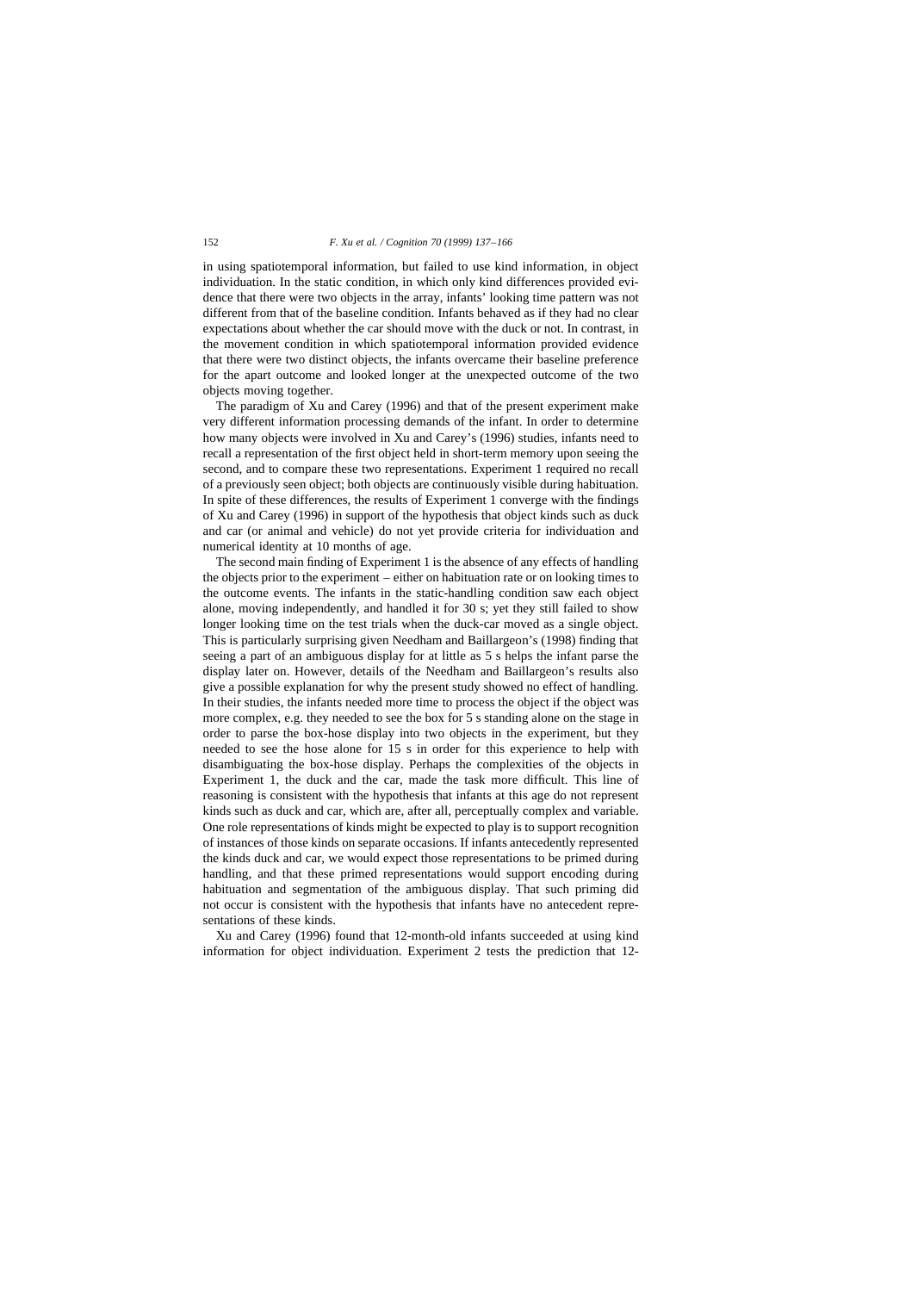in using spatiotemporal information, but failed to use kind information, in object individuation. In the static condition, in which only kind differences provided evidence that there were two objects in the array, infants' looking time pattern was not different from that of the baseline condition. Infants behaved as if they had no clear expectations about whether the car should move with the duck or not. In contrast, in the movement condition in which spatiotemporal information provided evidence that there were two distinct objects, the infants overcame their baseline preference for the apart outcome and looked longer at the unexpected outcome of the two objects moving together.

The paradigm of Xu and Carey (1996) and that of the present experiment make very different information processing demands of the infant. In order to determine how many objects were involved in Xu and Carey's (1996) studies, infants need to recall a representation of the first object held in short-term memory upon seeing the second, and to compare these two representations. Experiment 1 required no recall of a previously seen object; both objects are continuously visible during habituation. In spite of these differences, the results of Experiment 1 converge with the findings of Xu and Carey (1996) in support of the hypothesis that object kinds such as duck and car (or animal and vehicle) do not yet provide criteria for individuation and numerical identity at 10 months of age.

The second main finding of Experiment 1 is the absence of any effects of handling the objects prior to the experiment – either on habituation rate or on looking times to the outcome events. The infants in the static-handling condition saw each object alone, moving independently, and handled it for 30 s; yet they still failed to show longer looking time on the test trials when the duck-car moved as a single object. This is particularly surprising given Needham and Baillargeon's (1998) finding that seeing a part of an ambiguous display for at little as 5 s helps the infant parse the display later on. However, details of the Needham and Baillargeon's results also give a possible explanation for why the present study showed no effect of handling. In their studies, the infants needed more time to process the object if the object was more complex, e.g. they needed to see the box for 5 s standing alone on the stage in order to parse the box-hose display into two objects in the experiment, but they needed to see the hose alone for 15 s in order for this experience to help with disambiguating the box-hose display. Perhaps the complexities of the objects in Experiment 1, the duck and the car, made the task more difficult. This line of reasoning is consistent with the hypothesis that infants at this age do not represent kinds such as duck and car, which are, after all, perceptually complex and variable. One role representations of kinds might be expected to play is to support recognition of instances of those kinds on separate occasions. If infants antecedently represented the kinds duck and car, we would expect those representations to be primed during handling, and that these primed representations would support encoding during habituation and segmentation of the ambiguous display. That such priming did not occur is consistent with the hypothesis that infants have no antecedent representations of these kinds.

Xu and Carey (1996) found that 12-month-old infants succeeded at using kind information for object individuation. Experiment 2 tests the prediction that 12-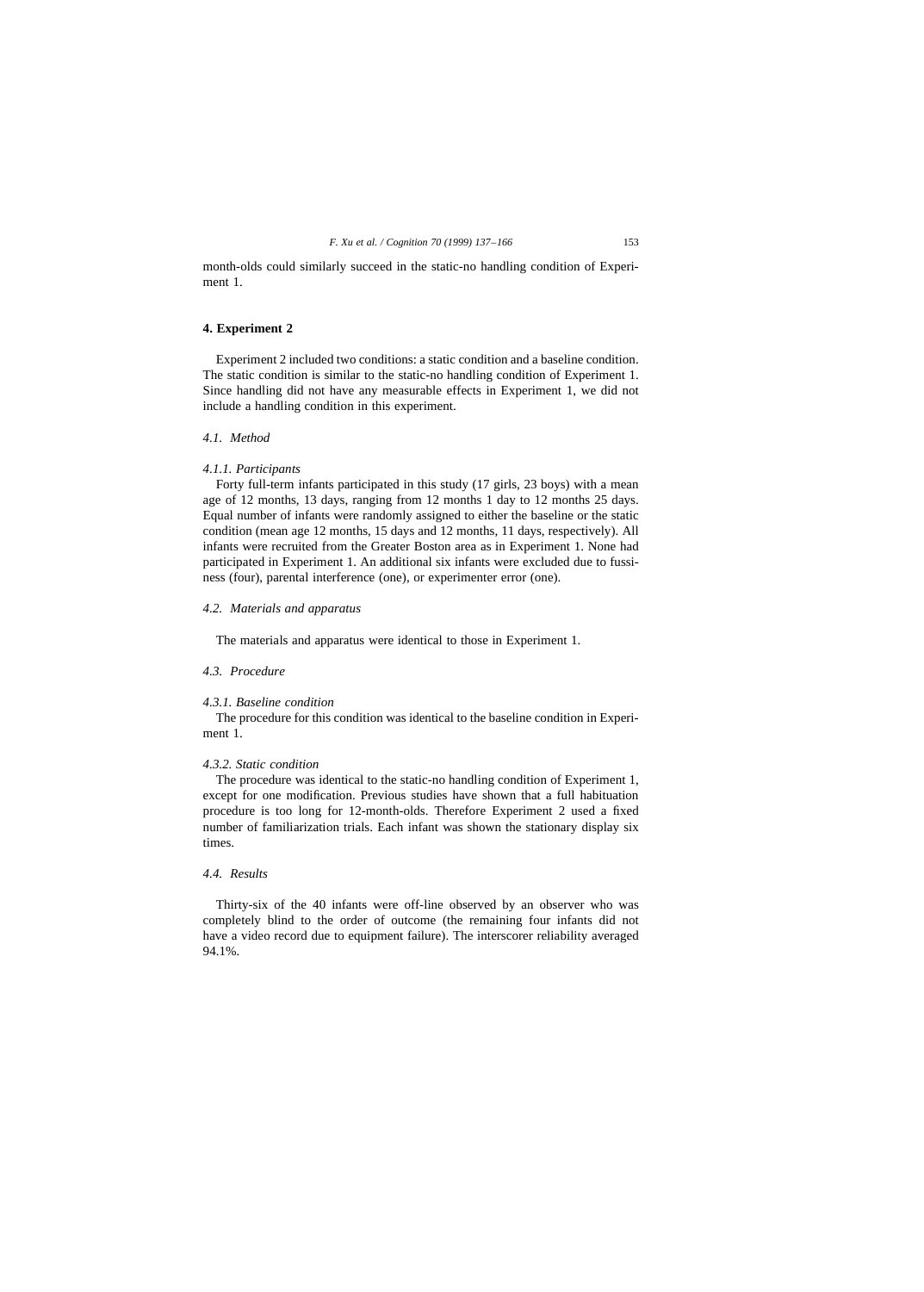month-olds could similarly succeed in the static-no handling condition of Experiment 1.

## 4. Experiment 2

Experiment 2 included two conditions: a static condition and a baseline condition. The static condition is similar to the static-no handling condition of Experiment 1. Since handling did not have any measurable effects in Experiment 1, we did not include a handling condition in this experiment.

### *4.1. Method*

#### *4.1.1. Participants*

Forty full-term infants participated in this study (17 girls, 23 boys) with a mean age of 12 months, 13 days, ranging from 12 months 1 day to 12 months 25 days. Equal number of infants were randomly assigned to either the baseline or the static condition (mean age 12 months, 15 days and 12 months, 11 days, respectively). All infants were recruited from the Greater Boston area as in Experiment 1. None had participated in Experiment 1. An additional six infants were excluded due to fussiness (four), parental interference (one), or experimenter error (one).

### *4.2. Materials and apparatus*

The materials and apparatus were identical to those in Experiment 1.

### *4.3. Procedure*

#### *4.3.1. Baseline condition*

The procedure for this condition was identical to the baseline condition in Experiment 1.

#### *4.3.2. Static condition*

The procedure was identical to the static-no handling condition of Experiment 1, except for one modification. Previous studies have shown that a full habituation procedure is too long for 12-month-olds. Therefore Experiment 2 used a fixed number of familiarization trials. Each infant was shown the stationary display six times.

### *4.4. Results*

Thirty-six of the 40 infants were off-line observed by an observer who was completely blind to the order of outcome (the remaining four infants did not have a video record due to equipment failure). The interscorer reliability averaged 94.1%.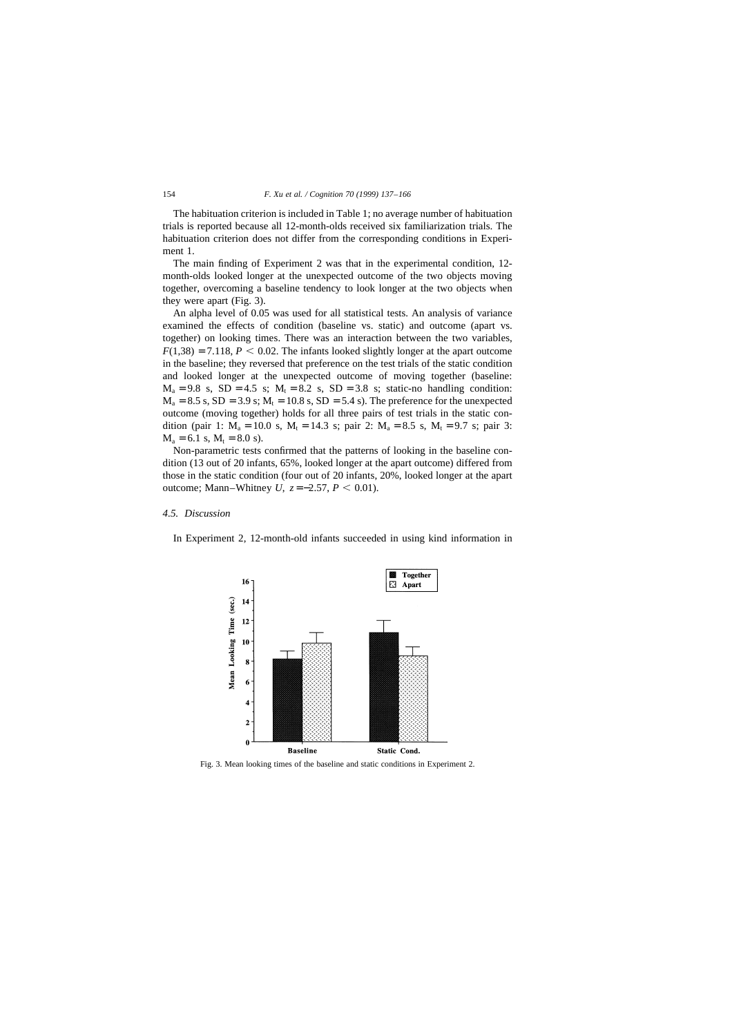The habituation criterion is included in Table 1; no average number of habituation trials is reported because all 12-month-olds received six familiarization trials. The habituation criterion does not differ from the corresponding conditions in Experiment 1.

The main finding of Experiment 2 was that in the experimental condition, 12-month-olds looked longer at the unexpected outcome of the two objects moving together, overcoming a baseline tendency to look longer at the two objects when they were apart (Fig. 3).

An alpha level of 0.05 was used for all statistical tests. An analysis of variance examined the effects of condition (baseline vs. static) and outcome (apart vs. together) on looking times. There was an interaction between the two variables, $F(1,38) = 7.118$, $P < 0.02$. The infants looked slightly longer at the apart outcome in the baseline; they reversed that preference on the test trials of the static condition and looked longer at the unexpected outcome of moving together (baseline: $M_a = 9.8$ s, SD = 4.5 s; $M_t = 8.2$ s, SD = 3.8 s; static-no handling condition: $M_a = 8.5$ s, SD = 3.9 s; $M_t = 10.8$ s, SD = 5.4 s). The preference for the unexpected outcome (moving together) holds for all three pairs of test trials in the static condition (pair 1: $M_a = 10.0$ s, $M_t = 14.3$ s; pair 2: $M_a = 8.5$ s, $M_t = 9.7$ s; pair 3: $M_a = 6.1$ s, $M_t = 8.0$ s).

Non-parametric tests confirmed that the patterns of looking in the baseline condition (13 out of 20 infants, 65%, looked longer at the apart outcome) differed from those in the static condition (four out of 20 infants, 20%, looked longer at the apart outcome; Mann–Whitney *U*, $z = -2.57$, $P < 0.01$).

### 4.5. Discussion

In Experiment 2, 12-month-old infants succeeded in using kind information in

Fig. 3. Mean looking times of the baseline and static conditions in Experiment 2.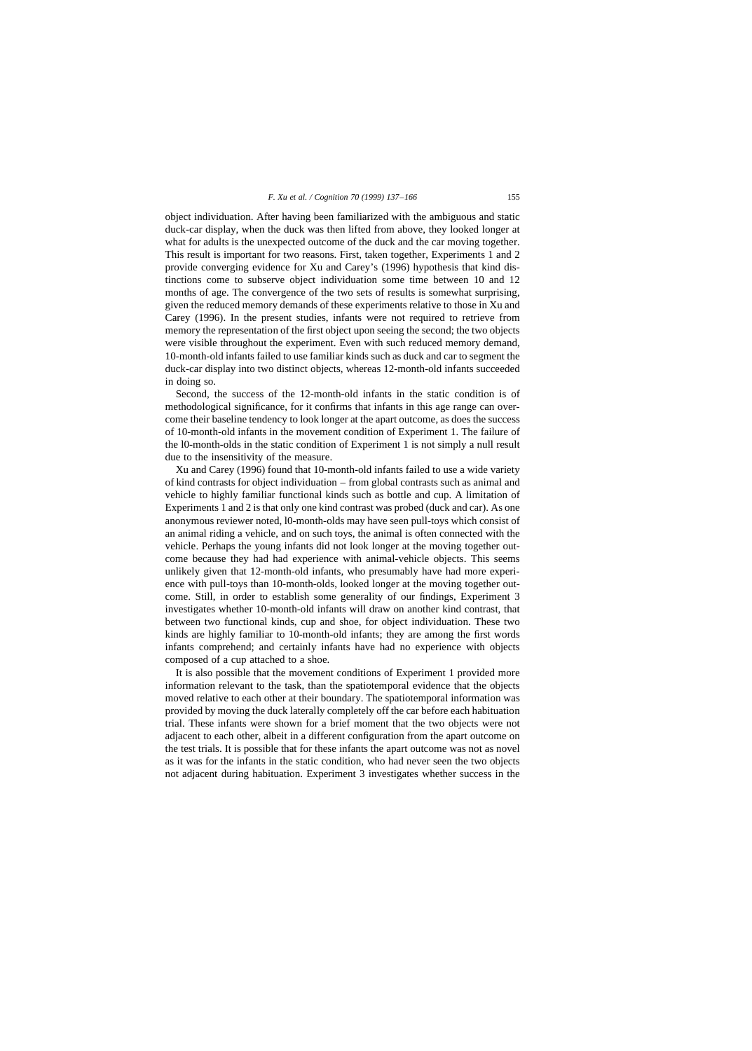object individuation. After having been familiarized with the ambiguous and static duck-car display, when the duck was then lifted from above, they looked longer at what for adults is the unexpected outcome of the duck and the car moving together. This result is important for two reasons. First, taken together, Experiments 1 and 2 provide converging evidence for Xu and Carey's (1996) hypothesis that kind distinctions come to subserve object individuation some time between 10 and 12 months of age. The convergence of the two sets of results is somewhat surprising, given the reduced memory demands of these experiments relative to those in Xu and Carey (1996). In the present studies, infants were not required to retrieve from memory the representation of the first object upon seeing the second; the two objects were visible throughout the experiment. Even with such reduced memory demand, 10-month-old infants failed to use familiar kinds such as duck and car to segment the duck-car display into two distinct objects, whereas 12-month-old infants succeeded in doing so.

Second, the success of the 12-month-old infants in the static condition is of methodological significance, for it confirms that infants in this age range can overcome their baseline tendency to look longer at the apart outcome, as does the success of 10-month-old infants in the movement condition of Experiment 1. The failure of the l0-month-olds in the static condition of Experiment 1 is not simply a null result due to the insensitivity of the measure.

Xu and Carey (1996) found that 10-month-old infants failed to use a wide variety of kind contrasts for object individuation – from global contrasts such as animal and vehicle to highly familiar functional kinds such as bottle and cup. A limitation of Experiments 1 and 2 is that only one kind contrast was probed (duck and car). As one anonymous reviewer noted, l0-month-olds may have seen pull-toys which consist of an animal riding a vehicle, and on such toys, the animal is often connected with the vehicle. Perhaps the young infants did not look longer at the moving together outcome because they had had experience with animal-vehicle objects. This seems unlikely given that 12-month-old infants, who presumably have had more experience with pull-toys than 10-month-olds, looked longer at the moving together outcome. Still, in order to establish some generality of our findings, Experiment 3 investigates whether 10-month-old infants will draw on another kind contrast, that between two functional kinds, cup and shoe, for object individuation. These two kinds are highly familiar to 10-month-old infants; they are among the first words infants comprehend; and certainly infants have had no experience with objects composed of a cup attached to a shoe.

It is also possible that the movement conditions of Experiment 1 provided more information relevant to the task, than the spatiotemporal evidence that the objects moved relative to each other at their boundary. The spatiotemporal information was provided by moving the duck laterally completely off the car before each habituation trial. These infants were shown for a brief moment that the two objects were not adjacent to each other, albeit in a different configuration from the apart outcome on the test trials. It is possible that for these infants the apart outcome was not as novel as it was for the infants in the static condition, who had never seen the two objects not adjacent during habituation. Experiment 3 investigates whether success in the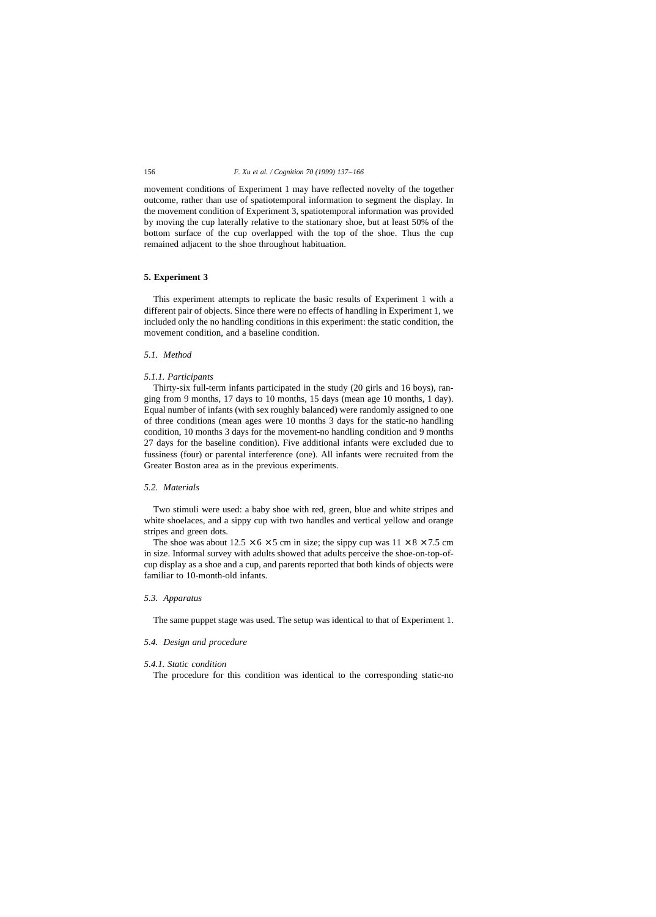movement conditions of Experiment 1 may have reflected novelty of the together outcome, rather than use of spatiotemporal information to segment the display. In the movement condition of Experiment 3, spatiotemporal information was provided by moving the cup laterally relative to the stationary shoe, but at least 50% of the bottom surface of the cup overlapped with the top of the shoe. Thus the cup remained adjacent to the shoe throughout habituation.

## 5. Experiment 3

This experiment attempts to replicate the basic results of Experiment 1 with a different pair of objects. Since there were no effects of handling in Experiment 1, we included only the no handling conditions in this experiment: the static condition, the movement condition, and a baseline condition.

### 5.1. Method

#### 5.1.1. Participants

Thirty-six full-term infants participated in the study (20 girls and 16 boys), ranging from 9 months, 17 days to 10 months, 15 days (mean age 10 months, 1 day). Equal number of infants (with sex roughly balanced) were randomly assigned to one of three conditions (mean ages were 10 months 3 days for the static-no handling condition, 10 months 3 days for the movement-no handling condition and 9 months 27 days for the baseline condition). Five additional infants were excluded due to fussiness (four) or parental interference (one). All infants were recruited from the Greater Boston area as in the previous experiments.

### 5.2. Materials

Two stimuli were used: a baby shoe with red, green, blue and white stripes and white shoelaces, and a sippy cup with two handles and vertical yellow and orange stripes and green dots.

The shoe was about $12.5 \times 6 \times 5$ cm in size; the sippy cup was $11 \times 8 \times 7.5$ cm in size. Informal survey with adults showed that adults perceive the shoe-on-top-of-cup display as a shoe and a cup, and parents reported that both kinds of objects were familiar to 10-month-old infants.

### 5.3. Apparatus

The same puppet stage was used. The setup was identical to that of Experiment 1.

### 5.4. Design and procedure

#### 5.4.1. Static condition

The procedure for this condition was identical to the corresponding static-no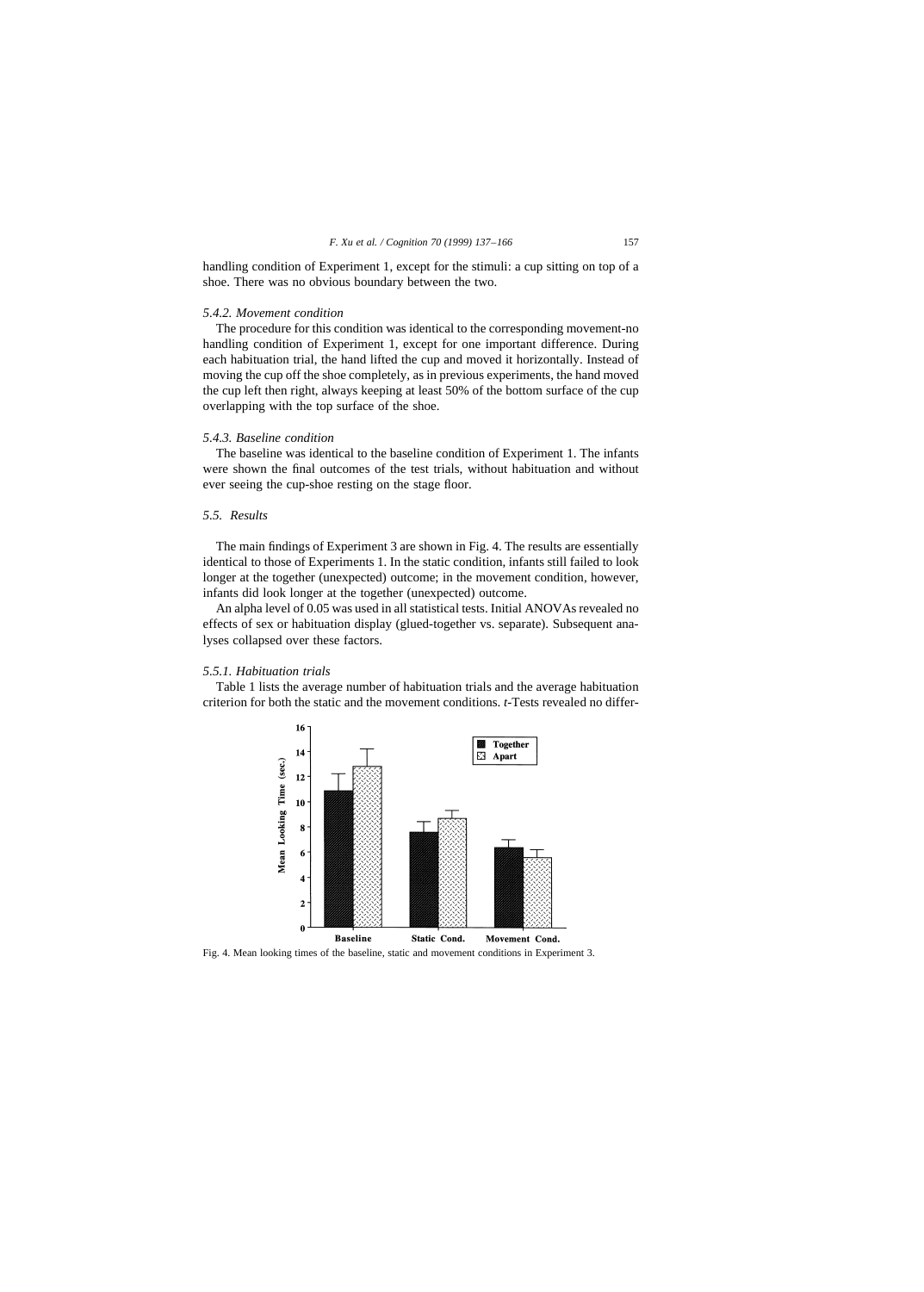handling condition of Experiment 1, except for the stimuli: a cup sitting on top of a shoe. There was no obvious boundary between the two.

#### 5.4.2. Movement condition

The procedure for this condition was identical to the corresponding movement-no handling condition of Experiment 1, except for one important difference. During each habituation trial, the hand lifted the cup and moved it horizontally. Instead of moving the cup off the shoe completely, as in previous experiments, the hand moved the cup left then right, always keeping at least 50% of the bottom surface of the cup overlapping with the top surface of the shoe.

#### 5.4.3. Baseline condition

The baseline was identical to the baseline condition of Experiment 1. The infants were shown the final outcomes of the test trials, without habituation and without ever seeing the cup-shoe resting on the stage floor.

### 5.5. Results

The main findings of Experiment 3 are shown in Fig. 4. The results are essentially identical to those of Experiments 1. In the static condition, infants still failed to look longer at the together (unexpected) outcome; in the movement condition, however, infants did look longer at the together (unexpected) outcome.

An alpha level of 0.05 was used in all statistical tests. Initial ANOVAs revealed no effects of sex or habituation display (glued-together vs. separate). Subsequent analyses collapsed over these factors.

#### 5.5.1. Habituation trials

Table 1 lists the average number of habituation trials and the average habituation criterion for both the static and the movement conditions. *t*-Tests revealed no differ-

Fig. 4. Mean looking times of the baseline, static and movement conditions in Experiment 3.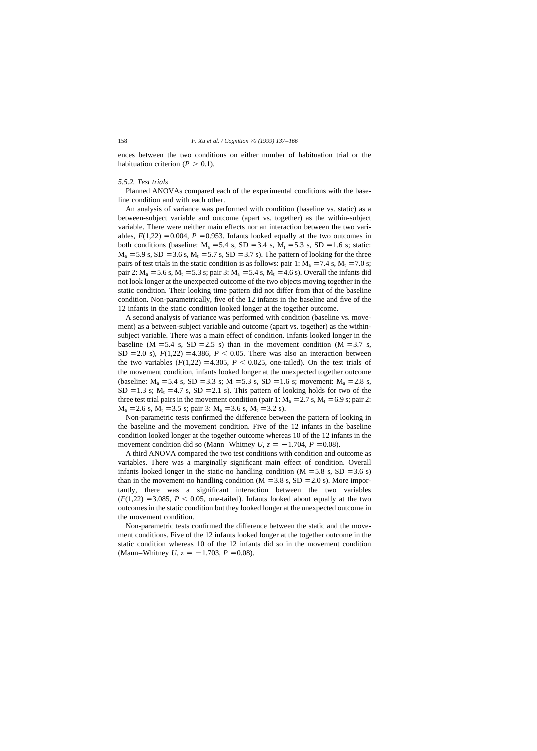ences between the two conditions on either number of habituation trial or the habituation criterion ($P > 0.1$).

### 5.5.2. Test trials

Planned ANOVAs compared each of the experimental conditions with the baseline condition and with each other.

An analysis of variance was performed with condition (baseline vs. static) as a between-subject variable and outcome (apart vs. together) as the within-subject variable. There were neither main effects nor an interaction between the two variables, $F(1,22) = 0.004$, $P = 0.953$. Infants looked equally at the two outcomes in both conditions (baseline: $M_a = 5.4$ s, SD = 3.4 s, $M_t = 5.3$ s, SD = 1.6 s; static: $M_a = 5.9$ s, SD = 3.6 s, $M_t = 5.7$ s, SD = 3.7 s). The pattern of looking for the three pairs of test trials in the static condition is as follows: pair 1: $M_a = 7.4$ s, $M_t = 7.0$ s; pair 2: $M_a = 5.6$ s, $M_t = 5.3$ s; pair 3: $M_a = 5.4$ s, $M_t = 4.6$ s). Overall the infants did not look longer at the unexpected outcome of the two objects moving together in the static condition. Their looking time pattern did not differ from that of the baseline condition. Non-parametrically, five of the 12 infants in the baseline and five of the 12 infants in the static condition looked longer at the together outcome.

A second analysis of variance was performed with condition (baseline vs. movement) as a between-subject variable and outcome (apart vs. together) as the within-subject variable. There was a main effect of condition. Infants looked longer in the baseline (M = 5.4 s, SD = 2.5 s) than in the movement condition (M = 3.7 s, SD = 2.0 s), $F(1,22) = 4.386$, $P < 0.05$. There was also an interaction between the two variables ($F(1,22) = 4.305$, $P < 0.025$, one-tailed). On the test trials of the movement condition, infants looked longer at the unexpected together outcome (baseline: $M_a = 5.4$ s, SD = 3.3 s; M = 5.3 s, SD = 1.6 s; movement: $M_a = 2.8$ s, SD = 1.3 s; $M_t = 4.7$ s, SD = 2.1 s). This pattern of looking holds for two of the three test trial pairs in the movement condition (pair 1: $M_a = 2.7$ s, $M_t = 6.9$ s; pair 2: $M_a = 2.6$ s, $M_t = 3.5$ s; pair 3: $M_a = 3.6$ s, $M_t = 3.2$ s).

Non-parametric tests confirmed the difference between the pattern of looking in the baseline and the movement condition. Five of the 12 infants in the baseline condition looked longer at the together outcome whereas 10 of the 12 infants in the movement condition did so (Mann–Whitney *U*, $z = -1.704$, $P = 0.08$).

A third ANOVA compared the two test conditions with condition and outcome as variables. There was a marginally significant main effect of condition. Overall infants looked longer in the static-no handling condition (M = 5.8 s, SD = 3.6 s) than in the movement-no handling condition (M = 3.8 s, SD = 2.0 s). More importantly, there was a significant interaction between the two variables ($F(1,22) = 3.085$, $P < 0.05$, one-tailed). Infants looked about equally at the two outcomes in the static condition but they looked longer at the unexpected outcome in the movement condition.

Non-parametric tests confirmed the difference between the static and the movement conditions. Five of the 12 infants looked longer at the together outcome in the static condition whereas 10 of the 12 infants did so in the movement condition (Mann–Whitney *U*, $z = -1.703$, $P = 0.08$).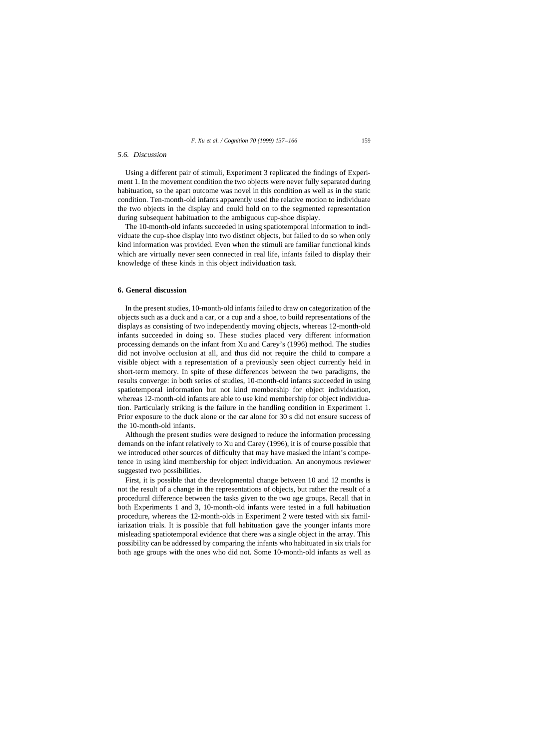### 5.6. Discussion

Using a different pair of stimuli, Experiment 3 replicated the findings of Experiment 1. In the movement condition the two objects were never fully separated during habituation, so the apart outcome was novel in this condition as well as in the static condition. Ten-month-old infants apparently used the relative motion to individuate the two objects in the display and could hold on to the segmented representation during subsequent habituation to the ambiguous cup-shoe display.

The 10-month-old infants succeeded in using spatiotemporal information to individuate the cup-shoe display into two distinct objects, but failed to do so when only kind information was provided. Even when the stimuli are familiar functional kinds which are virtually never seen connected in real life, infants failed to display their knowledge of these kinds in this object individuation task.

## 6. General discussion

In the present studies, 10-month-old infants failed to draw on categorization of the objects such as a duck and a car, or a cup and a shoe, to build representations of the displays as consisting of two independently moving objects, whereas 12-month-old infants succeeded in doing so. These studies placed very different information processing demands on the infant from Xu and Carey's (1996) method. The studies did not involve occlusion at all, and thus did not require the child to compare a visible object with a representation of a previously seen object currently held in short-term memory. In spite of these differences between the two paradigms, the results converge: in both series of studies, 10-month-old infants succeeded in using spatiotemporal information but not kind membership for object individuation, whereas 12-month-old infants are able to use kind membership for object individuation. Particularly striking is the failure in the handling condition in Experiment 1. Prior exposure to the duck alone or the car alone for 30 s did not ensure success of the 10-month-old infants.

Although the present studies were designed to reduce the information processing demands on the infant relatively to Xu and Carey (1996), it is of course possible that we introduced other sources of difficulty that may have masked the infant's competence in using kind membership for object individuation. An anonymous reviewer suggested two possibilities.

First, it is possible that the developmental change between 10 and 12 months is not the result of a change in the representations of objects, but rather the result of a procedural difference between the tasks given to the two age groups. Recall that in both Experiments 1 and 3, 10-month-old infants were tested in a full habituation procedure, whereas the 12-month-olds in Experiment 2 were tested with six familiarization trials. It is possible that full habituation gave the younger infants more misleading spatiotemporal evidence that there was a single object in the array. This possibility can be addressed by comparing the infants who habituated in six trials for both age groups with the ones who did not. Some 10-month-old infants as well as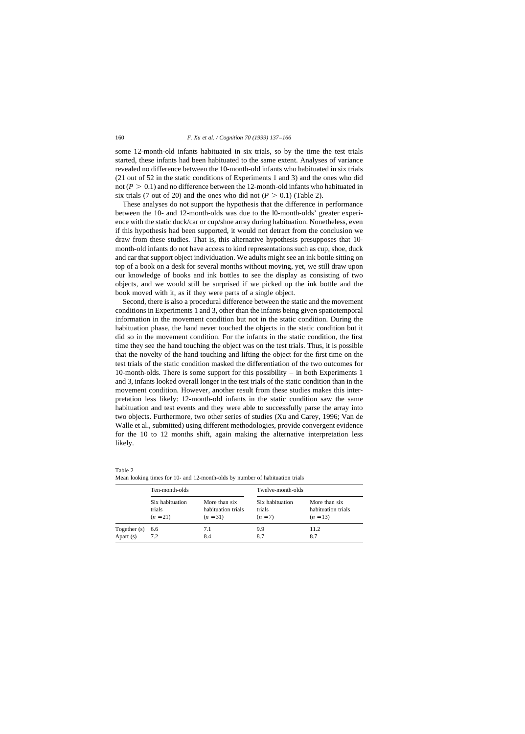some 12-month-old infants habituated in six trials, so by the time the test trials started, these infants had been habituated to the same extent. Analyses of variance revealed no difference between the 10-month-old infants who habituated in six trials (21 out of 52 in the static conditions of Experiments 1 and 3) and the ones who did not ($P > 0.1$) and no difference between the 12-month-old infants who habituated in six trials (7 out of 20) and the ones who did not ($P > 0.1$) (Table 2).

These analyses do not support the hypothesis that the difference in performance between the 10- and 12-month-olds was due to the l0-month-olds' greater experience with the static duck/car or cup/shoe array during habituation. Nonetheless, even if this hypothesis had been supported, it would not detract from the conclusion we draw from these studies. That is, this alternative hypothesis presupposes that 10-month-old infants do not have access to kind representations such as cup, shoe, duck and car that support object individuation. We adults might see an ink bottle sitting on top of a book on a desk for several months without moving, yet, we still draw upon our knowledge of books and ink bottles to see the display as consisting of two objects, and we would still be surprised if we picked up the ink bottle and the book moved with it, as if they were parts of a single object.

Second, there is also a procedural difference between the static and the movement conditions in Experiments 1 and 3, other than the infants being given spatiotemporal information in the movement condition but not in the static condition. During the habituation phase, the hand never touched the objects in the static condition but it did so in the movement condition. For the infants in the static condition, the first time they see the hand touching the object was on the test trials. Thus, it is possible that the novelty of the hand touching and lifting the object for the first time on the test trials of the static condition masked the differentiation of the two outcomes for 10-month-olds. There is some support for this possibility – in both Experiments 1 and 3, infants looked overall longer in the test trials of the static condition than in the movement condition. However, another result from these studies makes this interpretation less likely: 12-month-old infants in the static condition saw the same habituation and test events and they were able to successfully parse the array into two objects. Furthermore, two other series of studies (Xu and Carey, 1996; Van de Walle et al., submitted) using different methodologies, provide convergent evidence for the 10 to 12 months shift, again making the alternative interpretation less likely.

Table 2
Mean looking times for 10- and 12-month-olds by number of habituation trials

| | Ten-month-olds | | Twelve-month-olds | |
|---|---|---|---|---|
| | Six habituation trials ($n = 21$) | More than six habituation trials ($n = 31$) | Six habituation trials ($n = 7$) | More than six habituation trials ($n = 13$) |
| Together (s) | 6.6 | 7.1 | 9.9 | 11.2 |
| Apart (s) | 7.2 | 8.4 | 8.7 | 8.7 |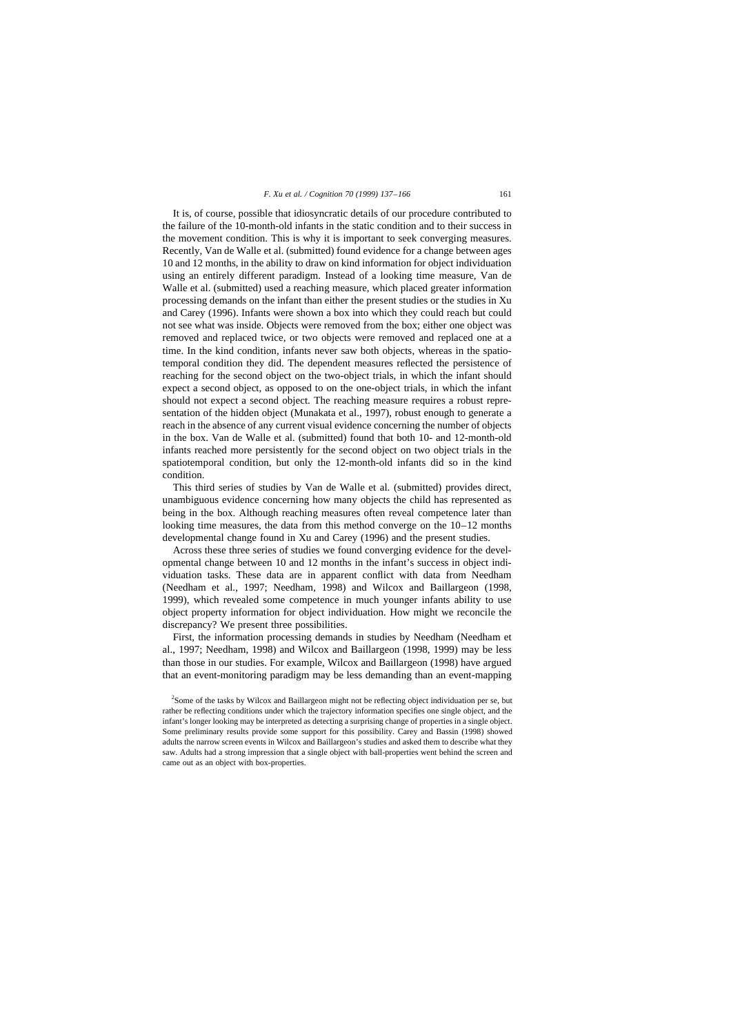It is, of course, possible that idiosyncratic details of our procedure contributed to the failure of the 10-month-old infants in the static condition and to their success in the movement condition. This is why it is important to seek converging measures. Recently, Van de Walle et al. (submitted) found evidence for a change between ages 10 and 12 months, in the ability to draw on kind information for object individuation using an entirely different paradigm. Instead of a looking time measure, Van de Walle et al. (submitted) used a reaching measure, which placed greater information processing demands on the infant than either the present studies or the studies in Xu and Carey (1996). Infants were shown a box into which they could reach but could not see what was inside. Objects were removed from the box; either one object was removed and replaced twice, or two objects were removed and replaced one at a time. In the kind condition, infants never saw both objects, whereas in the spatiotemporal condition they did. The dependent measures reflected the persistence of reaching for the second object on the two-object trials, in which the infant should expect a second object, as opposed to on the one-object trials, in which the infant should not expect a second object. The reaching measure requires a robust representation of the hidden object (Munakata et al., 1997), robust enough to generate a reach in the absence of any current visual evidence concerning the number of objects in the box. Van de Walle et al. (submitted) found that both 10- and 12-month-old infants reached more persistently for the second object on two object trials in the spatiotemporal condition, but only the 12-month-old infants did so in the kind condition.

This third series of studies by Van de Walle et al. (submitted) provides direct, unambiguous evidence concerning how many objects the child has represented as being in the box. Although reaching measures often reveal competence later than looking time measures, the data from this method converge on the 10–12 months developmental change found in Xu and Carey (1996) and the present studies.

Across these three series of studies we found converging evidence for the developmental change between 10 and 12 months in the infant's success in object individuation tasks. These data are in apparent conflict with data from Needham (Needham et al., 1997; Needham, 1998) and Wilcox and Baillargeon (1998, 1999), which revealed some competence in much younger infants ability to use object property information for object individuation. How might we reconcile the discrepancy? We present three possibilities.

First, the information processing demands in studies by Needham (Needham et al., 1997; Needham, 1998) and Wilcox and Baillargeon (1998, 1999) may be less than those in our studies. For example, Wilcox and Baillargeon (1998) have argued that an event-monitoring paradigm may be less demanding than an event-mapping

[2]Some of the tasks by Wilcox and Baillargeon might not be reflecting object individuation per se, but rather be reflecting conditions under which the trajectory information specifies one single object, and the infant's longer looking may be interpreted as detecting a surprising change of properties in a single object. Some preliminary results provide some support for this possibility. Carey and Bassin (1998) showed adults the narrow screen events in Wilcox and Baillargeon's studies and asked them to describe what they saw. Adults had a strong impression that a single object with ball-properties went behind the screen and came out as an object with box-properties.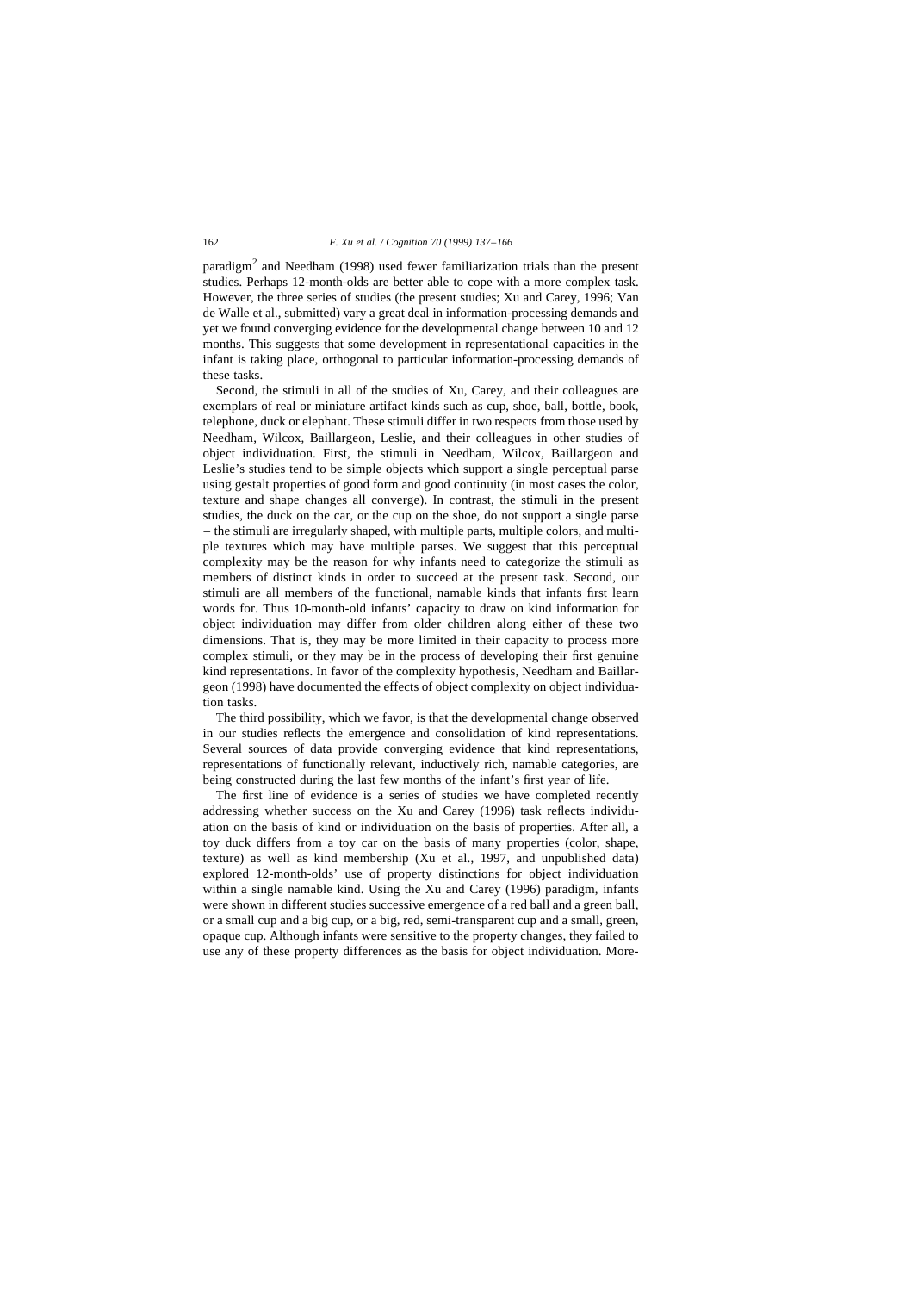paradigm[2] and Needham (1998) used fewer familiarization trials than the present studies. Perhaps 12-month-olds are better able to cope with a more complex task. However, the three series of studies (the present studies; Xu and Carey, 1996; Van de Walle et al., submitted) vary a great deal in information-processing demands and yet we found converging evidence for the developmental change between 10 and 12 months. This suggests that some development in representational capacities in the infant is taking place, orthogonal to particular information-processing demands of these tasks.

Second, the stimuli in all of the studies of Xu, Carey, and their colleagues are exemplars of real or miniature artifact kinds such as cup, shoe, ball, bottle, book, telephone, duck or elephant. These stimuli differ in two respects from those used by Needham, Wilcox, Baillargeon, Leslie, and their colleagues in other studies of object individuation. First, the stimuli in Needham, Wilcox, Baillargeon and Leslie's studies tend to be simple objects which support a single perceptual parse using gestalt properties of good form and good continuity (in most cases the color, texture and shape changes all converge). In contrast, the stimuli in the present studies, the duck on the car, or the cup on the shoe, do not support a single parse – the stimuli are irregularly shaped, with multiple parts, multiple colors, and multiple textures which may have multiple parses. We suggest that this perceptual complexity may be the reason for why infants need to categorize the stimuli as members of distinct kinds in order to succeed at the present task. Second, our stimuli are all members of the functional, namable kinds that infants first learn words for. Thus 10-month-old infants' capacity to draw on kind information for object individuation may differ from older children along either of these two dimensions. That is, they may be more limited in their capacity to process more complex stimuli, or they may be in the process of developing their first genuine kind representations. In favor of the complexity hypothesis, Needham and Baillargeon (1998) have documented the effects of object complexity on object individuation tasks.

The third possibility, which we favor, is that the developmental change observed in our studies reflects the emergence and consolidation of kind representations. Several sources of data provide converging evidence that kind representations, representations of functionally relevant, inductively rich, namable categories, are being constructed during the last few months of the infant's first year of life.

The first line of evidence is a series of studies we have completed recently addressing whether success on the Xu and Carey (1996) task reflects individuation on the basis of kind or individuation on the basis of properties. After all, a toy duck differs from a toy car on the basis of many properties (color, shape, texture) as well as kind membership (Xu et al., 1997, and unpublished data) explored 12-month-olds' use of property distinctions for object individuation within a single namable kind. Using the Xu and Carey (1996) paradigm, infants were shown in different studies successive emergence of a red ball and a green ball, or a small cup and a big cup, or a big, red, semi-transparent cup and a small, green, opaque cup. Although infants were sensitive to the property changes, they failed to use any of these property differences as the basis for object individuation. More-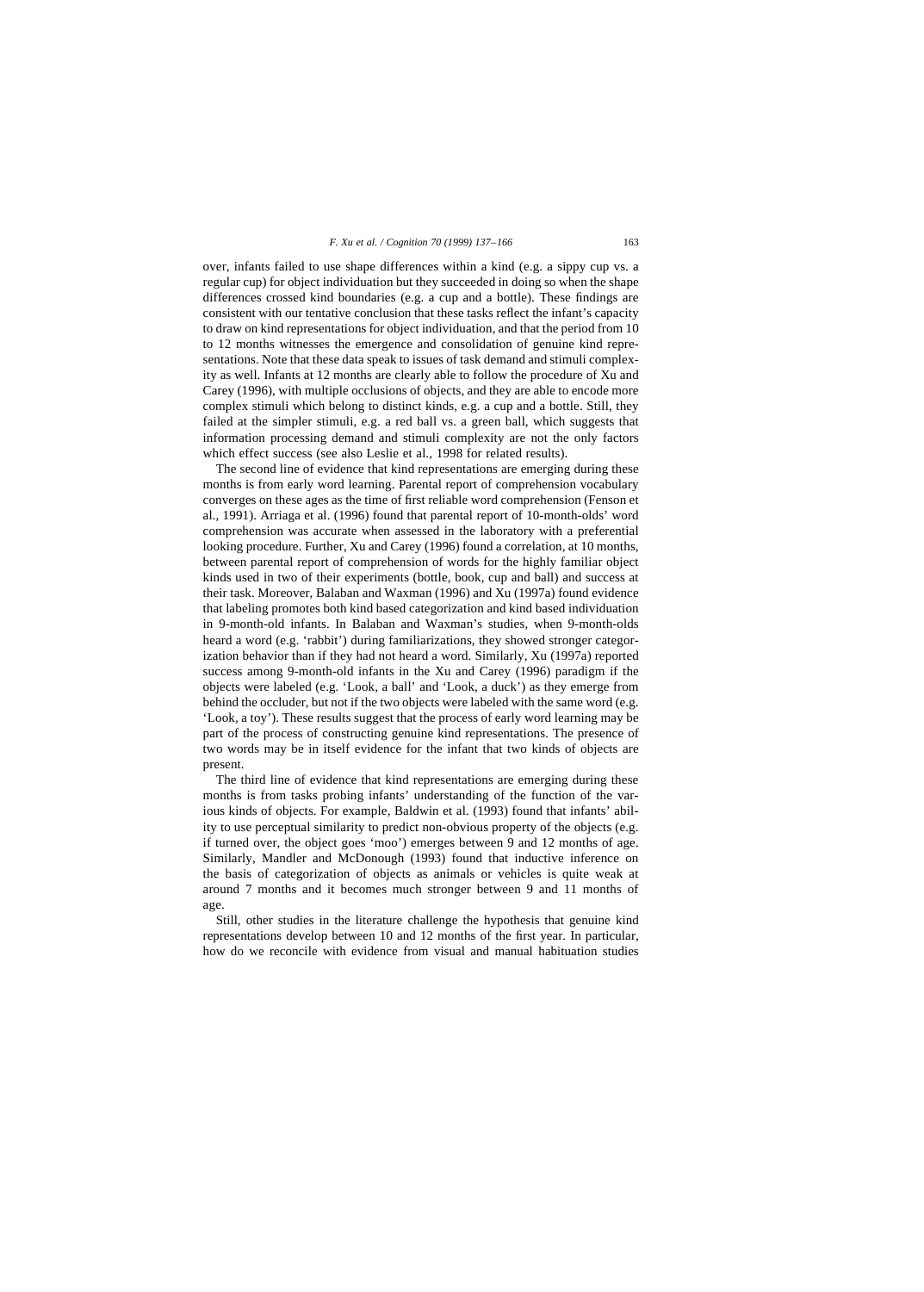over, infants failed to use shape differences within a kind (e.g. a sippy cup vs. a regular cup) for object individuation but they succeeded in doing so when the shape differences crossed kind boundaries (e.g. a cup and a bottle). These findings are consistent with our tentative conclusion that these tasks reflect the infant's capacity to draw on kind representations for object individuation, and that the period from 10 to 12 months witnesses the emergence and consolidation of genuine kind representations. Note that these data speak to issues of task demand and stimuli complexity as well. Infants at 12 months are clearly able to follow the procedure of Xu and Carey (1996), with multiple occlusions of objects, and they are able to encode more complex stimuli which belong to distinct kinds, e.g. a cup and a bottle. Still, they failed at the simpler stimuli, e.g. a red ball vs. a green ball, which suggests that information processing demand and stimuli complexity are not the only factors which effect success (see also Leslie et al., 1998 for related results).

The second line of evidence that kind representations are emerging during these months is from early word learning. Parental report of comprehension vocabulary converges on these ages as the time of first reliable word comprehension (Fenson et al., 1991). Arriaga et al. (1996) found that parental report of 10-month-olds' word comprehension was accurate when assessed in the laboratory with a preferential looking procedure. Further, Xu and Carey (1996) found a correlation, at 10 months, between parental report of comprehension of words for the highly familiar object kinds used in two of their experiments (bottle, book, cup and ball) and success at their task. Moreover, Balaban and Waxman (1996) and Xu (1997a) found evidence that labeling promotes both kind based categorization and kind based individuation in 9-month-old infants. In Balaban and Waxman's studies, when 9-month-olds heard a word (e.g. 'rabbit') during familiarizations, they showed stronger categorization behavior than if they had not heard a word. Similarly, Xu (1997a) reported success among 9-month-old infants in the Xu and Carey (1996) paradigm if the objects were labeled (e.g. 'Look, a ball' and 'Look, a duck') as they emerge from behind the occluder, but not if the two objects were labeled with the same word (e.g. 'Look, a toy'). These results suggest that the process of early word learning may be part of the process of constructing genuine kind representations. The presence of two words may be in itself evidence for the infant that two kinds of objects are present.

The third line of evidence that kind representations are emerging during these months is from tasks probing infants' understanding of the function of the various kinds of objects. For example, Baldwin et al. (1993) found that infants' ability to use perceptual similarity to predict non-obvious property of the objects (e.g. if turned over, the object goes 'moo') emerges between 9 and 12 months of age. Similarly, Mandler and McDonough (1993) found that inductive inference on the basis of categorization of objects as animals or vehicles is quite weak at around 7 months and it becomes much stronger between 9 and 11 months of age.

Still, other studies in the literature challenge the hypothesis that genuine kind representations develop between 10 and 12 months of the first year. In particular, how do we reconcile with evidence from visual and manual habituation studies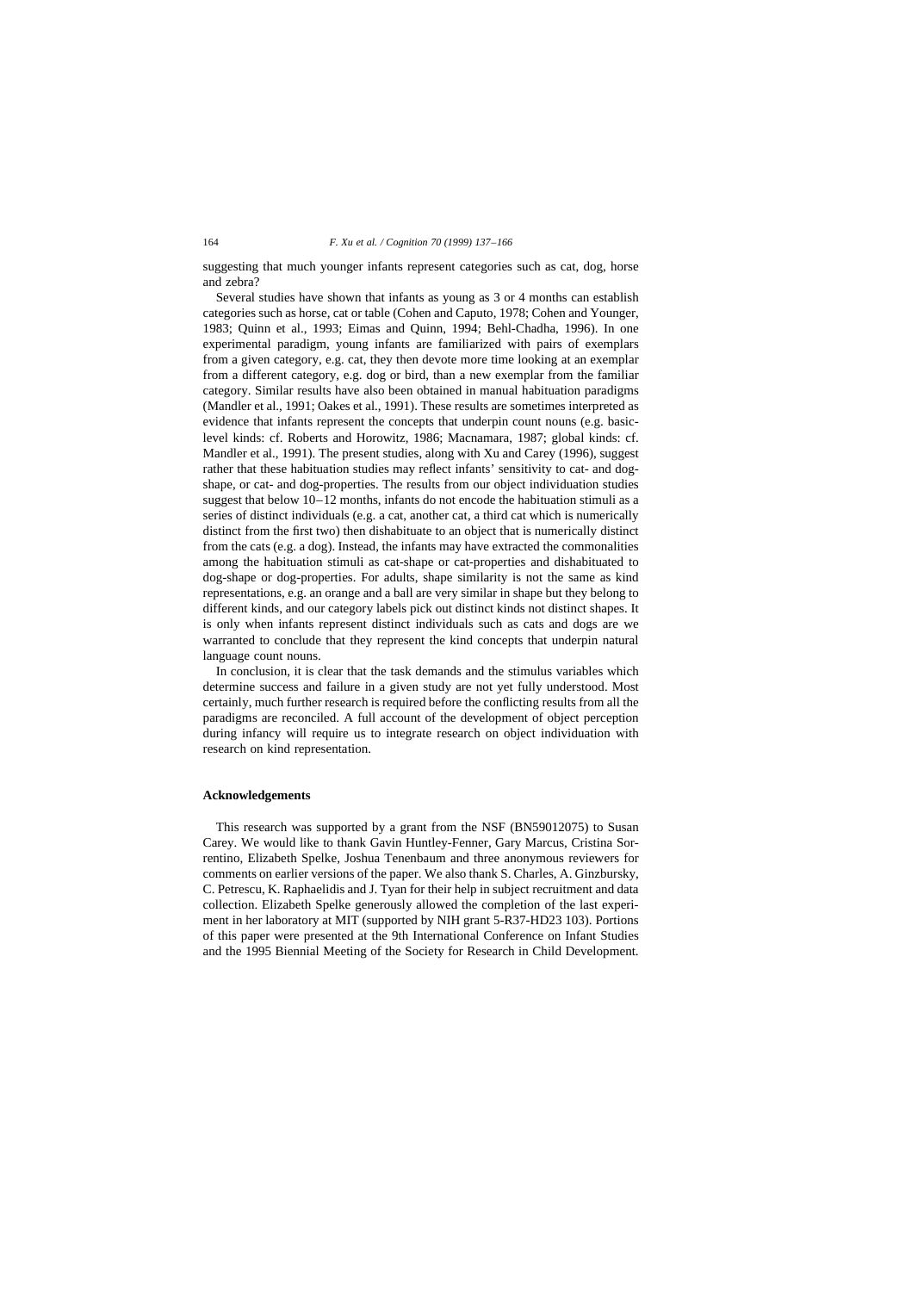suggesting that much younger infants represent categories such as cat, dog, horse and zebra?

Several studies have shown that infants as young as 3 or 4 months can establish categories such as horse, cat or table (Cohen and Caputo, 1978; Cohen and Younger, 1983; Quinn et al., 1993; Eimas and Quinn, 1994; Behl-Chadha, 1996). In one experimental paradigm, young infants are familiarized with pairs of exemplars from a given category, e.g. cat, they then devote more time looking at an exemplar from a different category, e.g. dog or bird, than a new exemplar from the familiar category. Similar results have also been obtained in manual habituation paradigms (Mandler et al., 1991; Oakes et al., 1991). These results are sometimes interpreted as evidence that infants represent the concepts that underpin count nouns (e.g. basic-level kinds: cf. Roberts and Horowitz, 1986; Macnamara, 1987; global kinds: cf. Mandler et al., 1991). The present studies, along with Xu and Carey (1996), suggest rather that these habituation studies may reflect infants' sensitivity to cat- and dog-shape, or cat- and dog-properties. The results from our object individuation studies suggest that below 10–12 months, infants do not encode the habituation stimuli as a series of distinct individuals (e.g. a cat, another cat, a third cat which is numerically distinct from the first two) then dishabituate to an object that is numerically distinct from the cats (e.g. a dog). Instead, the infants may have extracted the commonalities among the habituation stimuli as cat-shape or cat-properties and dishabituated to dog-shape or dog-properties. For adults, shape similarity is not the same as kind representations, e.g. an orange and a ball are very similar in shape but they belong to different kinds, and our category labels pick out distinct kinds not distinct shapes. It is only when infants represent distinct individuals such as cats and dogs are we warranted to conclude that they represent the kind concepts that underpin natural language count nouns.

In conclusion, it is clear that the task demands and the stimulus variables which determine success and failure in a given study are not yet fully understood. Most certainly, much further research is required before the conflicting results from all the paradigms are reconciled. A full account of the development of object perception during infancy will require us to integrate research on object individuation with research on kind representation.

## Acknowledgements

This research was supported by a grant from the NSF (BN59012075) to Susan Carey. We would like to thank Gavin Huntley-Fenner, Gary Marcus, Cristina Sorrentino, Elizabeth Spelke, Joshua Tenenbaum and three anonymous reviewers for comments on earlier versions of the paper. We also thank S. Charles, A. Ginzbursky, C. Petrescu, K. Raphaelidis and J. Tyan for their help in subject recruitment and data collection. Elizabeth Spelke generously allowed the completion of the last experiment in her laboratory at MIT (supported by NIH grant 5-R37-HD23 103). Portions of this paper were presented at the 9th International Conference on Infant Studies and the 1995 Biennial Meeting of the Society for Research in Child Development.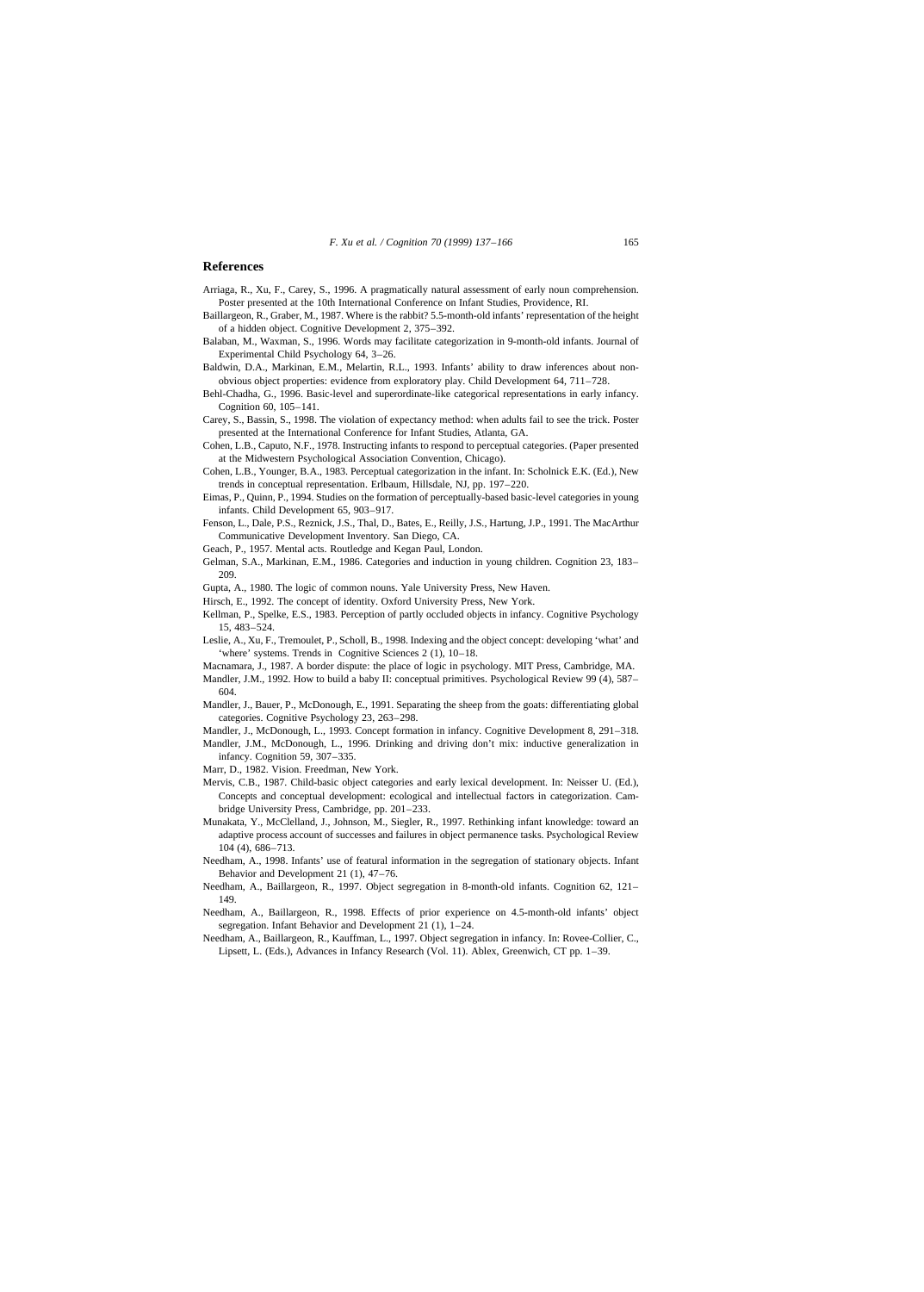## References

Arriaga, R., Xu, F., Carey, S., 1996. A pragmatically natural assessment of early noun comprehension. Poster presented at the 10th International Conference on Infant Studies, Providence, RI.

Baillargeon, R., Graber, M., 1987. Where is the rabbit? 5.5-month-old infants' representation of the height of a hidden object. Cognitive Development 2, 375–392.

Balaban, M., Waxman, S., 1996. Words may facilitate categorization in 9-month-old infants. Journal of Experimental Child Psychology 64, 3–26.

Baldwin, D.A., Markinan, E.M., Melartin, R.L., 1993. Infants' ability to draw inferences about non-obvious object properties: evidence from exploratory play. Child Development 64, 711–728.

Behl-Chadha, G., 1996. Basic-level and superordinate-like categorical representations in early infancy. Cognition 60, 105–141.

Carey, S., Bassin, S., 1998. The violation of expectancy method: when adults fail to see the trick. Poster presented at the International Conference for Infant Studies, Atlanta, GA.

Cohen, L.B., Caputo, N.F., 1978. Instructing infants to respond to perceptual categories. (Paper presented at the Midwestern Psychological Association Convention, Chicago).

Cohen, L.B., Younger, B.A., 1983. Perceptual categorization in the infant. In: Scholnick E.K. (Ed.), New trends in conceptual representation. Erlbaum, Hillsdale, NJ, pp. 197–220.

Eimas, P., Quinn, P., 1994. Studies on the formation of perceptually-based basic-level categories in young infants. Child Development 65, 903–917.

Fenson, L., Dale, P.S., Reznick, J.S., Thal, D., Bates, E., Reilly, J.S., Hartung, J.P., 1991. The MacArthur Communicative Development Inventory. San Diego, CA.

Geach, P., 1957. Mental acts. Routledge and Kegan Paul, London.

Gelman, S.A., Markinan, E.M., 1986. Categories and induction in young children. Cognition 23, 183–209.

Gupta, A., 1980. The logic of common nouns. Yale University Press, New Haven.

Hirsch, E., 1992. The concept of identity. Oxford University Press, New York.

Kellman, P., Spelke, E.S., 1983. Perception of partly occluded objects in infancy. Cognitive Psychology 15, 483–524.

Leslie, A., Xu, F., Tremoulet, P., Scholl, B., 1998. Indexing and the object concept: developing 'what' and 'where' systems. Trends in Cognitive Sciences 2 (1), 10–18.

Macnamara, J., 1987. A border dispute: the place of logic in psychology. MIT Press, Cambridge, MA.

Mandler, J.M., 1992. How to build a baby II: conceptual primitives. Psychological Review 99 (4), 587–604.

Mandler, J., Bauer, P., McDonough, E., 1991. Separating the sheep from the goats: differentiating global categories. Cognitive Psychology 23, 263–298.

Mandler, J., McDonough, L., 1993. Concept formation in infancy. Cognitive Development 8, 291–318.

Mandler, J.M., McDonough, L., 1996. Drinking and driving don't mix: inductive generalization in infancy. Cognition 59, 307–335.

Marr, D., 1982. Vision. Freedman, New York.

Mervis, C.B., 1987. Child-basic object categories and early lexical development. In: Neisser U. (Ed.), Concepts and conceptual development: ecological and intellectual factors in categorization. Cambridge University Press, Cambridge, pp. 201–233.

Munakata, Y., McClelland, J., Johnson, M., Siegler, R., 1997. Rethinking infant knowledge: toward an adaptive process account of successes and failures in object permanence tasks. Psychological Review 104 (4), 686–713.

Needham, A., 1998. Infants' use of featural information in the segregation of stationary objects. Infant Behavior and Development 21 (1), 47–76.

Needham, A., Baillargeon, R., 1997. Object segregation in 8-month-old infants. Cognition 62, 121–149.

Needham, A., Baillargeon, R., 1998. Effects of prior experience on 4.5-month-old infants' object segregation. Infant Behavior and Development 21 (1), 1–24.

Needham, A., Baillargeon, R., Kauffman, L., 1997. Object segregation in infancy. In: Rovee-Collier, C., Lipsett, L. (Eds.), Advances in Infancy Research (Vol. 11). Ablex, Greenwich, CT pp. 1–39.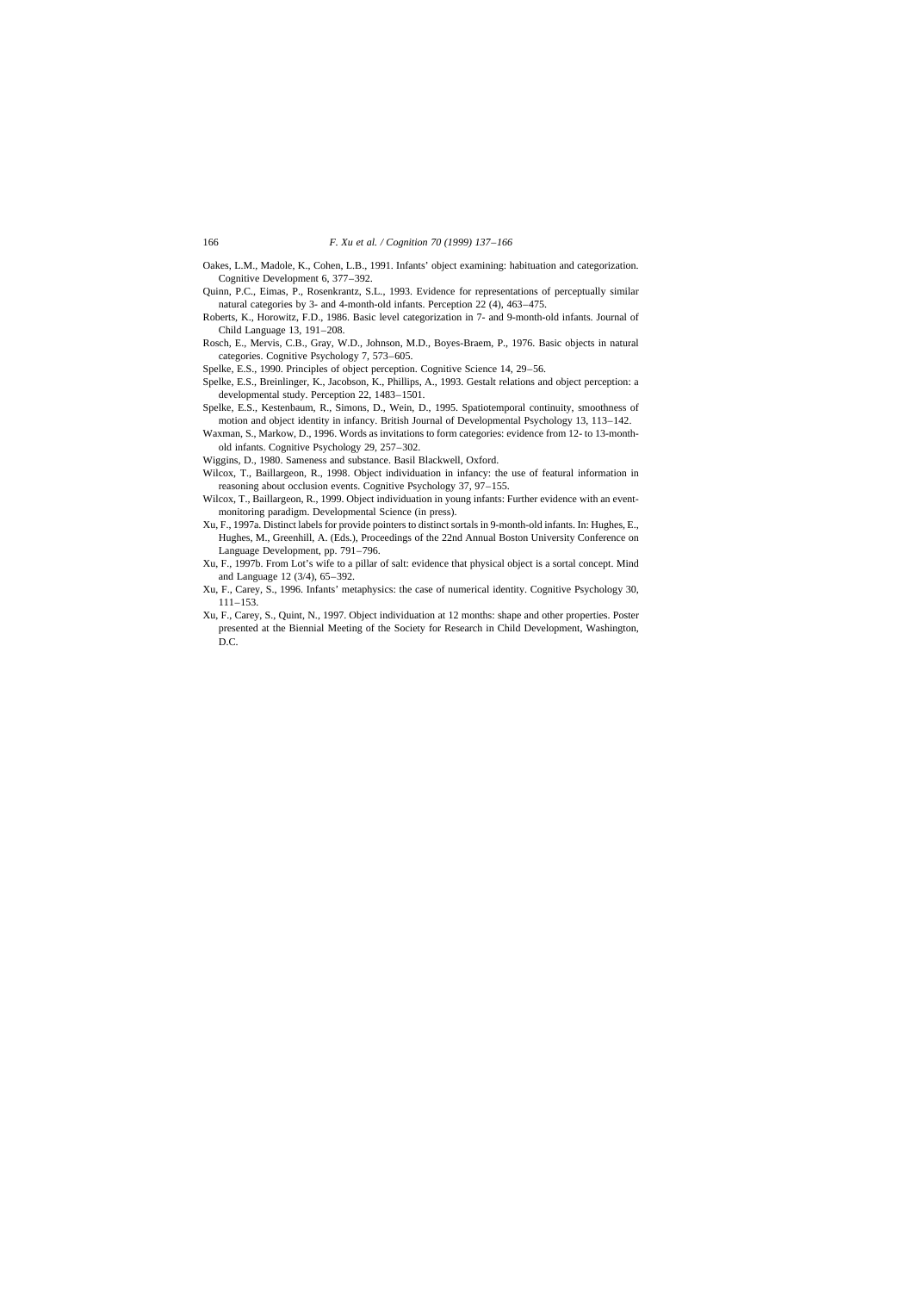Oakes, L.M., Madole, K., Cohen, L.B., 1991. Infants' object examining: habituation and categorization. Cognitive Development 6, 377–392.

Quinn, P.C., Eimas, P., Rosenkrantz, S.L., 1993. Evidence for representations of perceptually similar natural categories by 3- and 4-month-old infants. Perception 22 (4), 463–475.

Roberts, K., Horowitz, F.D., 1986. Basic level categorization in 7- and 9-month-old infants. Journal of Child Language 13, 191–208.

Rosch, E., Mervis, C.B., Gray, W.D., Johnson, M.D., Boyes-Braem, P., 1976. Basic objects in natural categories. Cognitive Psychology 7, 573–605.

Spelke, E.S., 1990. Principles of object perception. Cognitive Science 14, 29–56.

Spelke, E.S., Breinlinger, K., Jacobson, K., Phillips, A., 1993. Gestalt relations and object perception: a developmental study. Perception 22, 1483–1501.

Spelke, E.S., Kestenbaum, R., Simons, D., Wein, D., 1995. Spatiotemporal continuity, smoothness of motion and object identity in infancy. British Journal of Developmental Psychology 13, 113–142.

Waxman, S., Markow, D., 1996. Words as invitations to form categories: evidence from 12- to 13-month-old infants. Cognitive Psychology 29, 257–302.

Wiggins, D., 1980. Sameness and substance. Basil Blackwell, Oxford.

Wilcox, T., Baillargeon, R., 1998. Object individuation in infancy: the use of featural information in reasoning about occlusion events. Cognitive Psychology 37, 97–155.

Wilcox, T., Baillargeon, R., 1999. Object individuation in young infants: Further evidence with an event-monitoring paradigm. Developmental Science (in press).

Xu, F., 1997a. Distinct labels for provide pointers to distinct sortals in 9-month-old infants. In: Hughes, E., Hughes, M., Greenhill, A. (Eds.), Proceedings of the 22nd Annual Boston University Conference on Language Development, pp. 791–796.

Xu, F., 1997b. From Lot's wife to a pillar of salt: evidence that physical object is a sortal concept. Mind and Language 12 (3/4), 65–392.

Xu, F., Carey, S., 1996. Infants' metaphysics: the case of numerical identity. Cognitive Psychology 30, 111–153.

Xu, F., Carey, S., Quint, N., 1997. Object individuation at 12 months: shape and other properties. Poster presented at the Biennial Meeting of the Society for Research in Child Development, Washington, D.C.